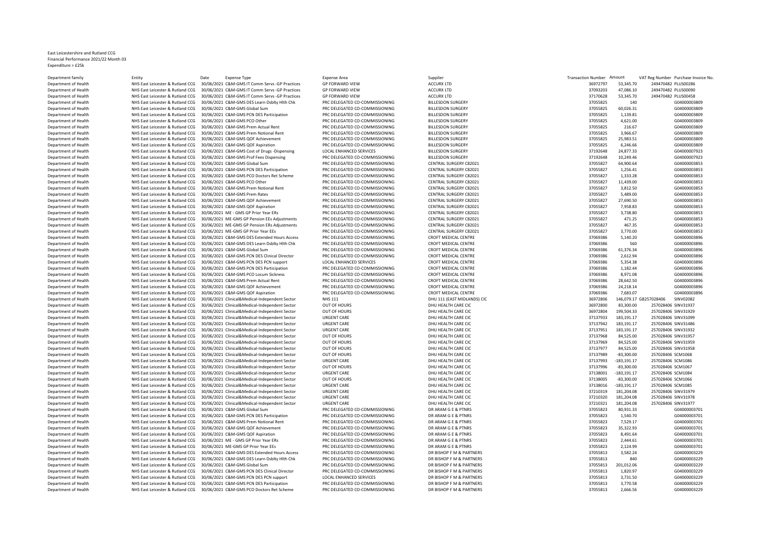East Leicestershire and Rutland CCG
Financial Performance 2021/22 Month 03
Expenditure > £25k

| Department family | Entity | Date | Expense Type | Expense Area | Supplier | Transaction Number | Amount | VAT Reg Number | Purchase Invoice No. |
|---|---|---|---|---|---|---|---|---|---|
| Department of Health | NHS East Leicester & Rutland CCG | 30/06/2021 | C&M-GMS IT Comm Servs -GP Practices | GP FORWARD VIEW | ACCURX LTD | 36972797 | 53,345.70 | 249470482 | PLUS00286 |
| Department of Health | NHS East Leicester & Rutland CCG | 30/06/2021 | C&M-GMS IT Comm Servs -GP Practices | GP FORWARD VIEW | ACCURX LTD | 37093203 | 47,086.10 | 249470482 | PLUS00090 |
| Department of Health | NHS East Leicester & Rutland CCG | 30/06/2021 | C&M-GMS IT Comm Servs -GP Practices | GP FORWARD VIEW | ACCURX LTD | 37170628 | 53,345.70 | 249470482 | PLUS00458 |
| Department of Health | NHS East Leicester & Rutland CCG | 30/06/2021 | C&M-GMS DES Learn Dsblty Hlth Chk | PRC DELEGATED CO-COMMISSIONING | BILLESDON SURGERY | 37055825 | 140 | | G04000003809 |
| Department of Health | NHS East Leicester & Rutland CCG | 30/06/2021 | C&M-GMS Global Sum | PRC DELEGATED CO-COMMISSIONING | BILLESDON SURGERY | 37055825 | 60,026.31 | | G04000003809 |
| Department of Health | NHS East Leicester & Rutland CCG | 30/06/2021 | C&M-GMS PCN DES Participation | PRC DELEGATED CO-COMMISSIONING | BILLESDON SURGERY | 37055825 | 1,139.81 | | G04000003809 |
| Department of Health | NHS East Leicester & Rutland CCG | 30/06/2021 | C&M-GMS PCO Other | PRC DELEGATED CO-COMMISSIONING | BILLESDON SURGERY | 37055825 | 4,621.00 | | G04000003809 |
| Department of Health | NHS East Leicester & Rutland CCG | 30/06/2021 | C&M-GMS Prem Actual Rent | PRC DELEGATED CO-COMMISSIONING | BILLESDON SURGERY | 37055825 | 216.67 | | G04000003809 |
| Department of Health | NHS East Leicester & Rutland CCG | 30/06/2021 | C&M-GMS Prem Notional Rent | PRC DELEGATED CO-COMMISSIONING | BILLESDON SURGERY | 37055825 | 3,966.67 | | G04000003809 |
| Department of Health | NHS East Leicester & Rutland CCG | 30/06/2021 | C&M-GMS QOF Achievement | PRC DELEGATED CO-COMMISSIONING | BILLESDON SURGERY | 37055825 | 25,983.51 | | G04000003809 |
| Department of Health | NHS East Leicester & Rutland CCG | 30/06/2021 | C&M-GMS QOF Aspiration | PRC DELEGATED CO-COMMISSIONING | BILLESDON SURGERY | 37055825 | 6,246.66 | | G04000003809 |
| Department of Health | NHS East Leicester & Rutland CCG | 30/06/2021 | C&M-GMS Cost of Drugs -Dispensing | LOCAL ENHANCED SERVICES | BILLESDON SURGERY | 37192648 | 24,877.33 | | G04000007923 |
| Department of Health | NHS East Leicester & Rutland CCG | 30/06/2021 | C&M-GMS Prof Fees Dispensing | PRC DELEGATED CO-COMMISSIONING | BILLESDON SURGERY | 37192648 | 10,249.46 | | G04000007923 |
| Department of Health | NHS East Leicester & Rutland CCG | 30/06/2021 | C&M-GMS Global Sum | PRC DELEGATED CO-COMMISSIONING | CENTRAL SURGERY C82021 | 37055827 | 64,900.64 | | G04000003853 |
| Department of Health | NHS East Leicester & Rutland CCG | 30/06/2021 | C&M-GMS PCN DES Participation | PRC DELEGATED CO-COMMISSIONING | CENTRAL SURGERY C82021 | 37055827 | 1,256.41 | | G04000003853 |
| Department of Health | NHS East Leicester & Rutland CCG | 30/06/2021 | C&M-GMS PCO Doctors Ret Scheme | PRC DELEGATED CO-COMMISSIONING | CENTRAL SURGERY C82021 | 37055827 | 1,333.28 | | G04000003853 |
| Department of Health | NHS East Leicester & Rutland CCG | 30/06/2021 | C&M-GMS PCO Other | PRC DELEGATED CO-COMMISSIONING | CENTRAL SURGERY C82021 | 37055827 | 11,439.00 | | G04000003853 |
| Department of Health | NHS East Leicester & Rutland CCG | 30/06/2021 | C&M-GMS Prem Notional Rent | PRC DELEGATED CO-COMMISSIONING | CENTRAL SURGERY C82021 | 37055827 | 3,812.50 | | G04000003853 |
| Department of Health | NHS East Leicester & Rutland CCG | 30/06/2021 | C&M-GMS Prem Rates | PRC DELEGATED CO-COMMISSIONING | CENTRAL SURGERY C82021 | 37055827 | 5,489.00 | | G04000003853 |
| Department of Health | NHS East Leicester & Rutland CCG | 30/06/2021 | C&M-GMS QOF Achievement | PRC DELEGATED CO-COMMISSIONING | CENTRAL SURGERY C82021 | 37055827 | 27,690.50 | | G04000003853 |
| Department of Health | NHS East Leicester & Rutland CCG | 30/06/2021 | C&M-GMS QOF Aspiration | PRC DELEGATED CO-COMMISSIONING | CENTRAL SURGERY C82021 | 37055827 | 7,958.83 | | G04000003853 |
| Department of Health | NHS East Leicester & Rutland CCG | 30/06/2021 | ME - GMS GP Prior Year ERs | PRC DELEGATED CO-COMMISSIONING | CENTRAL SURGERY C82021 | 37055827 | 3,738.80 | | G04000003853 |
| Department of Health | NHS East Leicester & Rutland CCG | 30/06/2021 | ME-GMS GP Pension EEs Adjustments | PRC DELEGATED CO-COMMISSIONING | CENTRAL SURGERY C82021 | 37055827 | 471.25 | | G04000003853 |
| Department of Health | NHS East Leicester & Rutland CCG | 30/06/2021 | ME-GMS GP Pension ERs Adjustments | PRC DELEGATED CO-COMMISSIONING | CENTRAL SURGERY C82021 | 37055827 | 467.35 | | G04000003853 |
| Department of Health | NHS East Leicester & Rutland CCG | 30/06/2021 | ME-GMS GP Prior Year EEs | PRC DELEGATED CO-COMMISSIONING | CENTRAL SURGERY C82021 | 37055827 | 3,770.00 | | G04000003853 |
| Department of Health | NHS East Leicester & Rutland CCG | 30/06/2021 | C&M-GMS DES Extended Hours Access | PRC DELEGATED CO-COMMISSIONING | CROFT MEDICAL CENTRE | 37069386 | 5,140.20 | | G04000003896 |
| Department of Health | NHS East Leicester & Rutland CCG | 30/06/2021 | C&M-GMS DES Learn Dsblty Hlth Chk | PRC DELEGATED CO-COMMISSIONING | CROFT MEDICAL CENTRE | 37069386 | 560 | | G04000003896 |
| Department of Health | NHS East Leicester & Rutland CCG | 30/06/2021 | C&M-GMS Global Sum | PRC DELEGATED CO-COMMISSIONING | CROFT MEDICAL CENTRE | 37069386 | 61,376.34 | | G04000003896 |
| Department of Health | NHS East Leicester & Rutland CCG | 30/06/2021 | C&M-GMS PCN DES Clinical Director | PRC DELEGATED CO-COMMISSIONING | CROFT MEDICAL CENTRE | 37069386 | 2,612.94 | | G04000003896 |
| Department of Health | NHS East Leicester & Rutland CCG | 30/06/2021 | C&M-GMS PCN DES PCN support | LOCAL ENHANCED SERVICES | CROFT MEDICAL CENTRE | 37069386 | 5,354.38 | | G04000003896 |
| Department of Health | NHS East Leicester & Rutland CCG | 30/06/2021 | C&M-GMS PCN DES Participation | PRC DELEGATED CO-COMMISSIONING | CROFT MEDICAL CENTRE | 37069386 | 1,182.44 | | G04000003896 |
| Department of Health | NHS East Leicester & Rutland CCG | 30/06/2021 | C&M-GMS PCO Locum Sickness | PRC DELEGATED CO-COMMISSIONING | CROFT MEDICAL CENTRE | 37069386 | 8,971.08 | | G04000003896 |
| Department of Health | NHS East Leicester & Rutland CCG | 30/06/2021 | C&M-GMS Prem Actual Rent | PRC DELEGATED CO-COMMISSIONING | CROFT MEDICAL CENTRE | 37069386 | 28,642.50 | | G04000003896 |
| Department of Health | NHS East Leicester & Rutland CCG | 30/06/2021 | C&M-GMS QOF Achievement | PRC DELEGATED CO-COMMISSIONING | CROFT MEDICAL CENTRE | 37069386 | 24,218.14 | | G04000003896 |
| Department of Health | NHS East Leicester & Rutland CCG | 30/06/2021 | C&M-GMS QOF Aspiration | PRC DELEGATED CO-COMMISSIONING | CROFT MEDICAL CENTRE | 37069386 | 7,683.07 | | G04000003896 |
| Department of Health | NHS East Leicester & Rutland CCG | 30/06/2021 | Clinical&Medical-Independent Sector | NHS 111 | DHU 111 (EAST MIDLANDS) CIC | 36972806 | 146,079.17 | GB257028406 | SINV02082 |
| Department of Health | NHS East Leicester & Rutland CCG | 30/06/2021 | Clinical&Medical-Independent Sector | OUT OF HOURS | DHU HEALTH CARE CIC | 36972800 | 83,300.00 | 257028406 | SINV31937 |
| Department of Health | NHS East Leicester & Rutland CCG | 30/06/2021 | Clinical&Medical-Independent Sector | OUT OF HOURS | DHU HEALTH CARE CIC | 36972804 | 199,504.33 | 257028406 | SINV31929 |
| Department of Health | NHS East Leicester & Rutland CCG | 30/06/2021 | Clinical&Medical-Independent Sector | URGENT CARE | DHU HEALTH CARE CIC | 37137933 | 183,191.17 | 257028406 | SINV31099 |
| Department of Health | NHS East Leicester & Rutland CCG | 30/06/2021 | Clinical&Medical-Independent Sector | URGENT CARE | DHU HEALTH CARE CIC | 37137942 | 183,191.17 | 257028406 | SINV31486 |
| Department of Health | NHS East Leicester & Rutland CCG | 30/06/2021 | Clinical&Medical-Independent Sector | URGENT CARE | DHU HEALTH CARE CIC | 37137951 | 183,191.17 | 257028406 | SINV31932 |
| Department of Health | NHS East Leicester & Rutland CCG | 30/06/2021 | Clinical&Medical-Independent Sector | OUT OF HOURS | DHU HEALTH CARE CIC | 37137968 | 84,525.00 | 257028406 | SINV31957 |
| Department of Health | NHS East Leicester & Rutland CCG | 30/06/2021 | Clinical&Medical-Independent Sector | OUT OF HOURS | DHU HEALTH CARE CIC | 37137969 | 84,525.00 | 257028406 | SINV31959 |
| Department of Health | NHS East Leicester & Rutland CCG | 30/06/2021 | Clinical&Medical-Independent Sector | OUT OF HOURS | DHU HEALTH CARE CIC | 37137977 | 84,525.00 | 257028406 | SINV31958 |
| Department of Health | NHS East Leicester & Rutland CCG | 30/06/2021 | Clinical&Medical-Independent Sector | OUT OF HOURS | DHU HEALTH CARE CIC | 37137989 | -83,300.00 | 257028406 | SCM1068 |
| Department of Health | NHS East Leicester & Rutland CCG | 30/06/2021 | Clinical&Medical-Independent Sector | URGENT CARE | DHU HEALTH CARE CIC | 37137993 | -183,191.17 | 257028406 | SCM1086 |
| Department of Health | NHS East Leicester & Rutland CCG | 30/06/2021 | Clinical&Medical-Independent Sector | OUT OF HOURS | DHU HEALTH CARE CIC | 37137996 | -83,300.00 | 257028406 | SCM1067 |
| Department of Health | NHS East Leicester & Rutland CCG | 30/06/2021 | Clinical&Medical-Independent Sector | URGENT CARE | DHU HEALTH CARE CIC | 37138001 | -183,191.17 | 257028406 | SCM1084 |
| Department of Health | NHS East Leicester & Rutland CCG | 30/06/2021 | Clinical&Medical-Independent Sector | OUT OF HOURS | DHU HEALTH CARE CIC | 37138005 | -83,300.00 | 257028406 | SCM1066 |
| Department of Health | NHS East Leicester & Rutland CCG | 30/06/2021 | Clinical&Medical-Independent Sector | URGENT CARE | DHU HEALTH CARE CIC | 37138016 | -183,191.17 | 257028406 | SCM1085 |
| Department of Health | NHS East Leicester & Rutland CCG | 30/06/2021 | Clinical&Medical-Independent Sector | URGENT CARE | DHU HEALTH CARE CIC | 37210319 | 181,204.08 | 257028406 | SINV31979 |
| Department of Health | NHS East Leicester & Rutland CCG | 30/06/2021 | Clinical&Medical-Independent Sector | URGENT CARE | DHU HEALTH CARE CIC | 37210320 | 181,204.08 | 257028406 | SINV31978 |
| Department of Health | NHS East Leicester & Rutland CCG | 30/06/2021 | Clinical&Medical-Independent Sector | URGENT CARE | DHU HEALTH CARE CIC | 37210321 | 181,204.08 | 257028406 | SINV31977 |
| Department of Health | NHS East Leicester & Rutland CCG | 30/06/2021 | C&M-GMS Global Sum | PRC DELEGATED CO-COMMISSIONING | DR ARAM G E & PTNRS | 37055823 | 80,931.33 | | G04000003701 |
| Department of Health | NHS East Leicester & Rutland CCG | 30/06/2021 | C&M-GMS PCN DES Participation | PRC DELEGATED CO-COMMISSIONING | DR ARAM G E & PTNRS | 37055823 | 1,540.70 | | G04000003701 |
| Department of Health | NHS East Leicester & Rutland CCG | 30/06/2021 | C&M-GMS Prem Notional Rent | PRC DELEGATED CO-COMMISSIONING | DR ARAM G E & PTNRS | 37055823 | 7,529.17 | | G04000003701 |
| Department of Health | NHS East Leicester & Rutland CCG | 30/06/2021 | C&M-GMS QOF Achievement | PRC DELEGATED CO-COMMISSIONING | DR ARAM G E & PTNRS | 37055823 | 35,322.93 | | G04000003701 |
| Department of Health | NHS East Leicester & Rutland CCG | 30/06/2021 | C&M-GMS QOF Aspiration | PRC DELEGATED CO-COMMISSIONING | DR ARAM G E & PTNRS | 37055823 | 8,491.64 | | G04000003701 |
| Department of Health | NHS East Leicester & Rutland CCG | 30/06/2021 | ME - GMS GP Prior Year ERs | PRC DELEGATED CO-COMMISSIONING | DR ARAM G E & PTNRS | 37055823 | 2,444.61 | | G04000003701 |
| Department of Health | NHS East Leicester & Rutland CCG | 30/06/2021 | ME-GMS GP Prior Year EEs | PRC DELEGATED CO-COMMISSIONING | DR ARAM G E & PTNRS | 37055823 | 2,124.99 | | G04000003701 |
| Department of Health | NHS East Leicester & Rutland CCG | 30/06/2021 | C&M-GMS DES Extended Hours Access | PRC DELEGATED CO-COMMISSIONING | DR BISHOP F M & PARTNERS | 37055813 | 3,582.24 | | G04000003229 |
| Department of Health | NHS East Leicester & Rutland CCG | 30/06/2021 | C&M-GMS DES Learn Dsblty Hlth Chk | PRC DELEGATED CO-COMMISSIONING | DR BISHOP F M & PARTNERS | 37055813 | 840 | | G04000003229 |
| Department of Health | NHS East Leicester & Rutland CCG | 30/06/2021 | C&M-GMS Global Sum | PRC DELEGATED CO-COMMISSIONING | DR BISHOP F M & PARTNERS | 37055813 | 201,012.06 | | G04000003229 |
| Department of Health | NHS East Leicester & Rutland CCG | 30/06/2021 | C&M-GMS PCN DES Clinical Director | PRC DELEGATED CO-COMMISSIONING | DR BISHOP F M & PARTNERS | 37055813 | 1,820.97 | | G04000003229 |
| Department of Health | NHS East Leicester & Rutland CCG | 30/06/2021 | C&M-GMS PCN DES PCN support | LOCAL ENHANCED SERVICES | DR BISHOP F M & PARTNERS | 37055813 | 3,731.50 | | G04000003229 |
| Department of Health | NHS East Leicester & Rutland CCG | 30/06/2021 | C&M-GMS PCN DES Participation | PRC DELEGATED CO-COMMISSIONING | DR BISHOP F M & PARTNERS | 37055813 | 3,770.58 | | G04000003229 |
| Department of Health | NHS East Leicester & Rutland CCG | 30/06/2021 | C&M-GMS PCO Doctors Ret Scheme | PRC DELEGATED CO-COMMISSIONING | DR BISHOP F M & PARTNERS | 37055813 | 2,666.56 | | G04000003229 |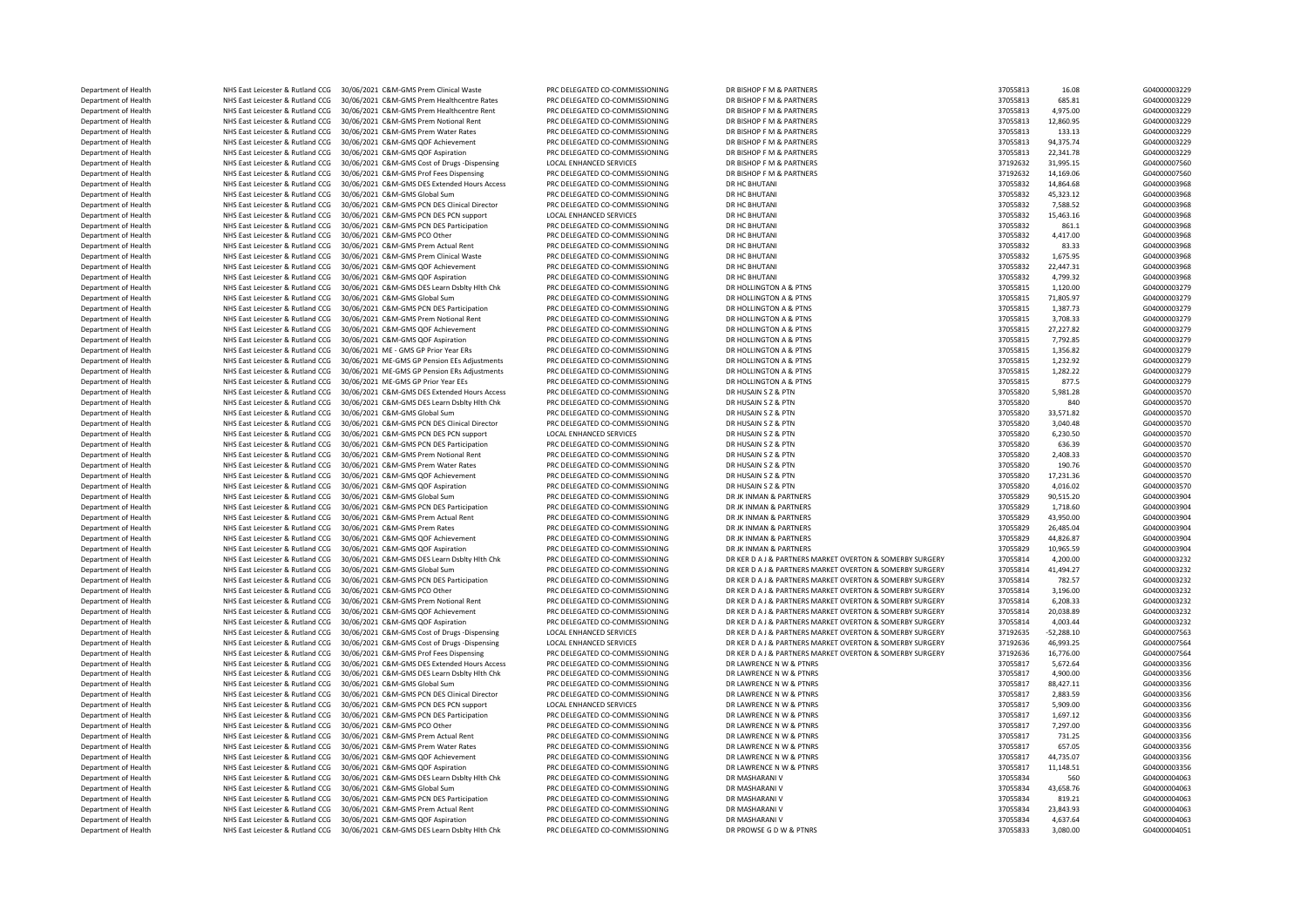| | | | | | | | | |
|---|---|---|---|---|---|---|---|---|
| Department of Health | NHS East Leicester & Rutland CCG | 30/06/2021 | C&M-GMS Prem Clinical Waste | PRC DELEGATED CO-COMMISSIONING | DR BISHOP F M & PARTNERS | 37055813 | 16.08 | G04000003229 |
| Department of Health | NHS East Leicester & Rutland CCG | 30/06/2021 | C&M-GMS Prem Healthcentre Rates | PRC DELEGATED CO-COMMISSIONING | DR BISHOP F M & PARTNERS | 37055813 | 685.81 | G04000003229 |
| Department of Health | NHS East Leicester & Rutland CCG | 30/06/2021 | C&M-GMS Prem Healthcentre Rent | PRC DELEGATED CO-COMMISSIONING | DR BISHOP F M & PARTNERS | 37055813 | 4,975.00 | G04000003229 |
| Department of Health | NHS East Leicester & Rutland CCG | 30/06/2021 | C&M-GMS Prem Notional Rent | PRC DELEGATED CO-COMMISSIONING | DR BISHOP F M & PARTNERS | 37055813 | 12,860.95 | G04000003229 |
| Department of Health | NHS East Leicester & Rutland CCG | 30/06/2021 | C&M-GMS Prem Water Rates | PRC DELEGATED CO-COMMISSIONING | DR BISHOP F M & PARTNERS | 37055813 | 133.13 | G04000003229 |
| Department of Health | NHS East Leicester & Rutland CCG | 30/06/2021 | C&M-GMS QOF Achievement | PRC DELEGATED CO-COMMISSIONING | DR BISHOP F M & PARTNERS | 37055813 | 94,375.74 | G04000003229 |
| Department of Health | NHS East Leicester & Rutland CCG | 30/06/2021 | C&M-GMS QOF Aspiration | PRC DELEGATED CO-COMMISSIONING | DR BISHOP F M & PARTNERS | 37055813 | 22,341.78 | G04000003229 |
| Department of Health | NHS East Leicester & Rutland CCG | 30/06/2021 | C&M-GMS Cost of Drugs -Dispensing | LOCAL ENHANCED SERVICES | DR BISHOP F M & PARTNERS | 37192632 | 31,995.15 | G04000007560 |
| Department of Health | NHS East Leicester & Rutland CCG | 30/06/2021 | C&M-GMS Prof Fees Dispensing | PRC DELEGATED CO-COMMISSIONING | DR BISHOP F M & PARTNERS | 37192632 | 14,169.06 | G04000007560 |
| Department of Health | NHS East Leicester & Rutland CCG | 30/06/2021 | C&M-GMS DES Extended Hours Access | PRC DELEGATED CO-COMMISSIONING | DR HC BHUTANI | 37055832 | 14,864.68 | G04000003968 |
| Department of Health | NHS East Leicester & Rutland CCG | 30/06/2021 | C&M-GMS Global Sum | PRC DELEGATED CO-COMMISSIONING | DR HC BHUTANI | 37055832 | 45,323.12 | G04000003968 |
| Department of Health | NHS East Leicester & Rutland CCG | 30/06/2021 | C&M-GMS PCN DES Clinical Director | PRC DELEGATED CO-COMMISSIONING | DR HC BHUTANI | 37055832 | 7,588.52 | G04000003968 |
| Department of Health | NHS East Leicester & Rutland CCG | 30/06/2021 | C&M-GMS PCN DES PCN support | LOCAL ENHANCED SERVICES | DR HC BHUTANI | 37055832 | 15,463.16 | G04000003968 |
| Department of Health | NHS East Leicester & Rutland CCG | 30/06/2021 | C&M-GMS PCN DES Participation | PRC DELEGATED CO-COMMISSIONING | DR HC BHUTANI | 37055832 | 861.1 | G04000003968 |
| Department of Health | NHS East Leicester & Rutland CCG | 30/06/2021 | C&M-GMS PCO Other | PRC DELEGATED CO-COMMISSIONING | DR HC BHUTANI | 37055832 | 4,417.00 | G04000003968 |
| Department of Health | NHS East Leicester & Rutland CCG | 30/06/2021 | C&M-GMS Prem Actual Rent | PRC DELEGATED CO-COMMISSIONING | DR HC BHUTANI | 37055832 | 83.33 | G04000003968 |
| Department of Health | NHS East Leicester & Rutland CCG | 30/06/2021 | C&M-GMS Prem Clinical Waste | PRC DELEGATED CO-COMMISSIONING | DR HC BHUTANI | 37055832 | 1,675.95 | G04000003968 |
| Department of Health | NHS East Leicester & Rutland CCG | 30/06/2021 | C&M-GMS QOF Achievement | PRC DELEGATED CO-COMMISSIONING | DR HC BHUTANI | 37055832 | 22,447.31 | G04000003968 |
| Department of Health | NHS East Leicester & Rutland CCG | 30/06/2021 | C&M-GMS QOF Aspiration | PRC DELEGATED CO-COMMISSIONING | DR HC BHUTANI | 37055832 | 4,799.32 | G04000003968 |
| Department of Health | NHS East Leicester & Rutland CCG | 30/06/2021 | C&M-GMS DES Learn Dsblty Hlth Chk | PRC DELEGATED CO-COMMISSIONING | DR HOLLINGTON A & PTNS | 37055815 | 1,120.00 | G04000003279 |
| Department of Health | NHS East Leicester & Rutland CCG | 30/06/2021 | C&M-GMS Global Sum | PRC DELEGATED CO-COMMISSIONING | DR HOLLINGTON A & PTNS | 37055815 | 71,805.97 | G04000003279 |
| Department of Health | NHS East Leicester & Rutland CCG | 30/06/2021 | C&M-GMS PCN DES Participation | PRC DELEGATED CO-COMMISSIONING | DR HOLLINGTON A & PTNS | 37055815 | 1,387.73 | G04000003279 |
| Department of Health | NHS East Leicester & Rutland CCG | 30/06/2021 | C&M-GMS Prem Notional Rent | PRC DELEGATED CO-COMMISSIONING | DR HOLLINGTON A & PTNS | 37055815 | 3,708.33 | G04000003279 |
| Department of Health | NHS East Leicester & Rutland CCG | 30/06/2021 | C&M-GMS QOF Achievement | PRC DELEGATED CO-COMMISSIONING | DR HOLLINGTON A & PTNS | 37055815 | 27,227.82 | G04000003279 |
| Department of Health | NHS East Leicester & Rutland CCG | 30/06/2021 | C&M-GMS QOF Aspiration | PRC DELEGATED CO-COMMISSIONING | DR HOLLINGTON A & PTNS | 37055815 | 7,792.85 | G04000003279 |
| Department of Health | NHS East Leicester & Rutland CCG | 30/06/2021 | ME - GMS GP Prior Year ERs | PRC DELEGATED CO-COMMISSIONING | DR HOLLINGTON A & PTNS | 37055815 | 1,356.82 | G04000003279 |
| Department of Health | NHS East Leicester & Rutland CCG | 30/06/2021 | ME-GMS GP Pension EEs Adjustments | PRC DELEGATED CO-COMMISSIONING | DR HOLLINGTON A & PTNS | 37055815 | 1,232.92 | G04000003279 |
| Department of Health | NHS East Leicester & Rutland CCG | 30/06/2021 | ME-GMS GP Pension ERs Adjustments | PRC DELEGATED CO-COMMISSIONING | DR HOLLINGTON A & PTNS | 37055815 | 1,282.22 | G04000003279 |
| Department of Health | NHS East Leicester & Rutland CCG | 30/06/2021 | ME-GMS GP Prior Year EEs | PRC DELEGATED CO-COMMISSIONING | DR HOLLINGTON A & PTNS | 37055815 | 877.5 | G04000003279 |
| Department of Health | NHS East Leicester & Rutland CCG | 30/06/2021 | C&M-GMS DES Extended Hours Access | PRC DELEGATED CO-COMMISSIONING | DR HUSAIN S Z & PTN | 37055820 | 5,981.28 | G04000003570 |
| Department of Health | NHS East Leicester & Rutland CCG | 30/06/2021 | C&M-GMS DES Learn Dsblty Hlth Chk | PRC DELEGATED CO-COMMISSIONING | DR HUSAIN S Z & PTN | 37055820 | 840 | G04000003570 |
| Department of Health | NHS East Leicester & Rutland CCG | 30/06/2021 | C&M-GMS Global Sum | PRC DELEGATED CO-COMMISSIONING | DR HUSAIN S Z & PTN | 37055820 | 33,571.82 | G04000003570 |
| Department of Health | NHS East Leicester & Rutland CCG | 30/06/2021 | C&M-GMS PCN DES Clinical Director | PRC DELEGATED CO-COMMISSIONING | DR HUSAIN S Z & PTN | 37055820 | 3,040.48 | G04000003570 |
| Department of Health | NHS East Leicester & Rutland CCG | 30/06/2021 | C&M-GMS PCN DES PCN support | LOCAL ENHANCED SERVICES | DR HUSAIN S Z & PTN | 37055820 | 6,230.50 | G04000003570 |
| Department of Health | NHS East Leicester & Rutland CCG | 30/06/2021 | C&M-GMS PCN DES Participation | PRC DELEGATED CO-COMMISSIONING | DR HUSAIN S Z & PTN | 37055820 | 636.39 | G04000003570 |
| Department of Health | NHS East Leicester & Rutland CCG | 30/06/2021 | C&M-GMS Prem Notional Rent | PRC DELEGATED CO-COMMISSIONING | DR HUSAIN S Z & PTN | 37055820 | 2,408.33 | G04000003570 |
| Department of Health | NHS East Leicester & Rutland CCG | 30/06/2021 | C&M-GMS Prem Water Rates | PRC DELEGATED CO-COMMISSIONING | DR HUSAIN S Z & PTN | 37055820 | 190.76 | G04000003570 |
| Department of Health | NHS East Leicester & Rutland CCG | 30/06/2021 | C&M-GMS QOF Achievement | PRC DELEGATED CO-COMMISSIONING | DR HUSAIN S Z & PTN | 37055820 | 17,231.36 | G04000003570 |
| Department of Health | NHS East Leicester & Rutland CCG | 30/06/2021 | C&M-GMS QOF Aspiration | PRC DELEGATED CO-COMMISSIONING | DR HUSAIN S Z & PTN | 37055820 | 4,016.02 | G04000003570 |
| Department of Health | NHS East Leicester & Rutland CCG | 30/06/2021 | C&M-GMS Global Sum | PRC DELEGATED CO-COMMISSIONING | DR JK INMAN & PARTNERS | 37055829 | 90,515.20 | G04000003904 |
| Department of Health | NHS East Leicester & Rutland CCG | 30/06/2021 | C&M-GMS PCN DES Participation | PRC DELEGATED CO-COMMISSIONING | DR JK INMAN & PARTNERS | 37055829 | 1,718.60 | G04000003904 |
| Department of Health | NHS East Leicester & Rutland CCG | 30/06/2021 | C&M-GMS Prem Actual Rent | PRC DELEGATED CO-COMMISSIONING | DR JK INMAN & PARTNERS | 37055829 | 43,950.00 | G04000003904 |
| Department of Health | NHS East Leicester & Rutland CCG | 30/06/2021 | C&M-GMS Prem Rates | PRC DELEGATED CO-COMMISSIONING | DR JK INMAN & PARTNERS | 37055829 | 26,485.04 | G04000003904 |
| Department of Health | NHS East Leicester & Rutland CCG | 30/06/2021 | C&M-GMS QOF Achievement | PRC DELEGATED CO-COMMISSIONING | DR JK INMAN & PARTNERS | 37055829 | 44,826.87 | G04000003904 |
| Department of Health | NHS East Leicester & Rutland CCG | 30/06/2021 | C&M-GMS QOF Aspiration | PRC DELEGATED CO-COMMISSIONING | DR JK INMAN & PARTNERS | 37055829 | 10,965.59 | G04000003904 |
| Department of Health | NHS East Leicester & Rutland CCG | 30/06/2021 | C&M-GMS DES Learn Dsblty Hlth Chk | PRC DELEGATED CO-COMMISSIONING | DR KER D A J & PARTNERS MARKET OVERTON & SOMERBY SURGERY | 37055814 | 4,200.00 | G04000003232 |
| Department of Health | NHS East Leicester & Rutland CCG | 30/06/2021 | C&M-GMS Global Sum | PRC DELEGATED CO-COMMISSIONING | DR KER D A J & PARTNERS MARKET OVERTON & SOMERBY SURGERY | 37055814 | 41,494.27 | G04000003232 |
| Department of Health | NHS East Leicester & Rutland CCG | 30/06/2021 | C&M-GMS PCN DES Participation | PRC DELEGATED CO-COMMISSIONING | DR KER D A J & PARTNERS MARKET OVERTON & SOMERBY SURGERY | 37055814 | 782.57 | G04000003232 |
| Department of Health | NHS East Leicester & Rutland CCG | 30/06/2021 | C&M-GMS PCO Other | PRC DELEGATED CO-COMMISSIONING | DR KER D A J & PARTNERS MARKET OVERTON & SOMERBY SURGERY | 37055814 | 3,196.00 | G04000003232 |
| Department of Health | NHS East Leicester & Rutland CCG | 30/06/2021 | C&M-GMS Prem Notional Rent | PRC DELEGATED CO-COMMISSIONING | DR KER D A J & PARTNERS MARKET OVERTON & SOMERBY SURGERY | 37055814 | 6,208.33 | G04000003232 |
| Department of Health | NHS East Leicester & Rutland CCG | 30/06/2021 | C&M-GMS QOF Achievement | PRC DELEGATED CO-COMMISSIONING | DR KER D A J & PARTNERS MARKET OVERTON & SOMERBY SURGERY | 37055814 | 20,038.89 | G04000003232 |
| Department of Health | NHS East Leicester & Rutland CCG | 30/06/2021 | C&M-GMS QOF Aspiration | PRC DELEGATED CO-COMMISSIONING | DR KER D A J & PARTNERS MARKET OVERTON & SOMERBY SURGERY | 37055814 | 4,003.44 | G04000003232 |
| Department of Health | NHS East Leicester & Rutland CCG | 30/06/2021 | C&M-GMS Cost of Drugs -Dispensing | LOCAL ENHANCED SERVICES | DR KER D A J & PARTNERS MARKET OVERTON & SOMERBY SURGERY | 37192635 | -52,288.10 | G04000007563 |
| Department of Health | NHS East Leicester & Rutland CCG | 30/06/2021 | C&M-GMS Cost of Drugs -Dispensing | LOCAL ENHANCED SERVICES | DR KER D A J & PARTNERS MARKET OVERTON & SOMERBY SURGERY | 37192636 | 46,993.25 | G04000007564 |
| Department of Health | NHS East Leicester & Rutland CCG | 30/06/2021 | C&M-GMS Prof Fees Dispensing | PRC DELEGATED CO-COMMISSIONING | DR KER D A J & PARTNERS MARKET OVERTON & SOMERBY SURGERY | 37192636 | 16,776.00 | G04000007564 |
| Department of Health | NHS East Leicester & Rutland CCG | 30/06/2021 | C&M-GMS DES Extended Hours Access | PRC DELEGATED CO-COMMISSIONING | DR LAWRENCE N W & PTNRS | 37055817 | 5,672.64 | G04000003356 |
| Department of Health | NHS East Leicester & Rutland CCG | 30/06/2021 | C&M-GMS DES Learn Dsblty Hlth Chk | PRC DELEGATED CO-COMMISSIONING | DR LAWRENCE N W & PTNRS | 37055817 | 4,900.00 | G04000003356 |
| Department of Health | NHS East Leicester & Rutland CCG | 30/06/2021 | C&M-GMS Global Sum | PRC DELEGATED CO-COMMISSIONING | DR LAWRENCE N W & PTNRS | 37055817 | 88,427.11 | G04000003356 |
| Department of Health | NHS East Leicester & Rutland CCG | 30/06/2021 | C&M-GMS PCN DES Clinical Director | PRC DELEGATED CO-COMMISSIONING | DR LAWRENCE N W & PTNRS | 37055817 | 2,883.59 | G04000003356 |
| Department of Health | NHS East Leicester & Rutland CCG | 30/06/2021 | C&M-GMS PCN DES PCN support | LOCAL ENHANCED SERVICES | DR LAWRENCE N W & PTNRS | 37055817 | 5,909.00 | G04000003356 |
| Department of Health | NHS East Leicester & Rutland CCG | 30/06/2021 | C&M-GMS PCN DES Participation | PRC DELEGATED CO-COMMISSIONING | DR LAWRENCE N W & PTNRS | 37055817 | 1,697.12 | G04000003356 |
| Department of Health | NHS East Leicester & Rutland CCG | 30/06/2021 | C&M-GMS PCO Other | PRC DELEGATED CO-COMMISSIONING | DR LAWRENCE N W & PTNRS | 37055817 | 7,297.00 | G04000003356 |
| Department of Health | NHS East Leicester & Rutland CCG | 30/06/2021 | C&M-GMS Prem Actual Rent | PRC DELEGATED CO-COMMISSIONING | DR LAWRENCE N W & PTNRS | 37055817 | 731.25 | G04000003356 |
| Department of Health | NHS East Leicester & Rutland CCG | 30/06/2021 | C&M-GMS Prem Water Rates | PRC DELEGATED CO-COMMISSIONING | DR LAWRENCE N W & PTNRS | 37055817 | 657.05 | G04000003356 |
| Department of Health | NHS East Leicester & Rutland CCG | 30/06/2021 | C&M-GMS QOF Achievement | PRC DELEGATED CO-COMMISSIONING | DR LAWRENCE N W & PTNRS | 37055817 | 44,735.07 | G04000003356 |
| Department of Health | NHS East Leicester & Rutland CCG | 30/06/2021 | C&M-GMS QOF Aspiration | PRC DELEGATED CO-COMMISSIONING | DR LAWRENCE N W & PTNRS | 37055817 | 11,148.51 | G04000003356 |
| Department of Health | NHS East Leicester & Rutland CCG | 30/06/2021 | C&M-GMS DES Learn Dsblty Hlth Chk | PRC DELEGATED CO-COMMISSIONING | DR MASHARANI V | 37055834 | 560 | G04000004063 |
| Department of Health | NHS East Leicester & Rutland CCG | 30/06/2021 | C&M-GMS Global Sum | PRC DELEGATED CO-COMMISSIONING | DR MASHARANI V | 37055834 | 43,658.76 | G04000004063 |
| Department of Health | NHS East Leicester & Rutland CCG | 30/06/2021 | C&M-GMS PCN DES Participation | PRC DELEGATED CO-COMMISSIONING | DR MASHARANI V | 37055834 | 819.21 | G04000004063 |
| Department of Health | NHS East Leicester & Rutland CCG | 30/06/2021 | C&M-GMS Prem Actual Rent | PRC DELEGATED CO-COMMISSIONING | DR MASHARANI V | 37055834 | 23,843.93 | G04000004063 |
| Department of Health | NHS East Leicester & Rutland CCG | 30/06/2021 | C&M-GMS QOF Aspiration | PRC DELEGATED CO-COMMISSIONING | DR MASHARANI V | 37055834 | 4,637.64 | G04000004063 |
| Department of Health | NHS East Leicester & Rutland CCG | 30/06/2021 | C&M-GMS DES Learn Dsblty Hlth Chk | PRC DELEGATED CO-COMMISSIONING | DR PROWSE G D W & PTNRS | 37055833 | 3,080.00 | G04000004051 |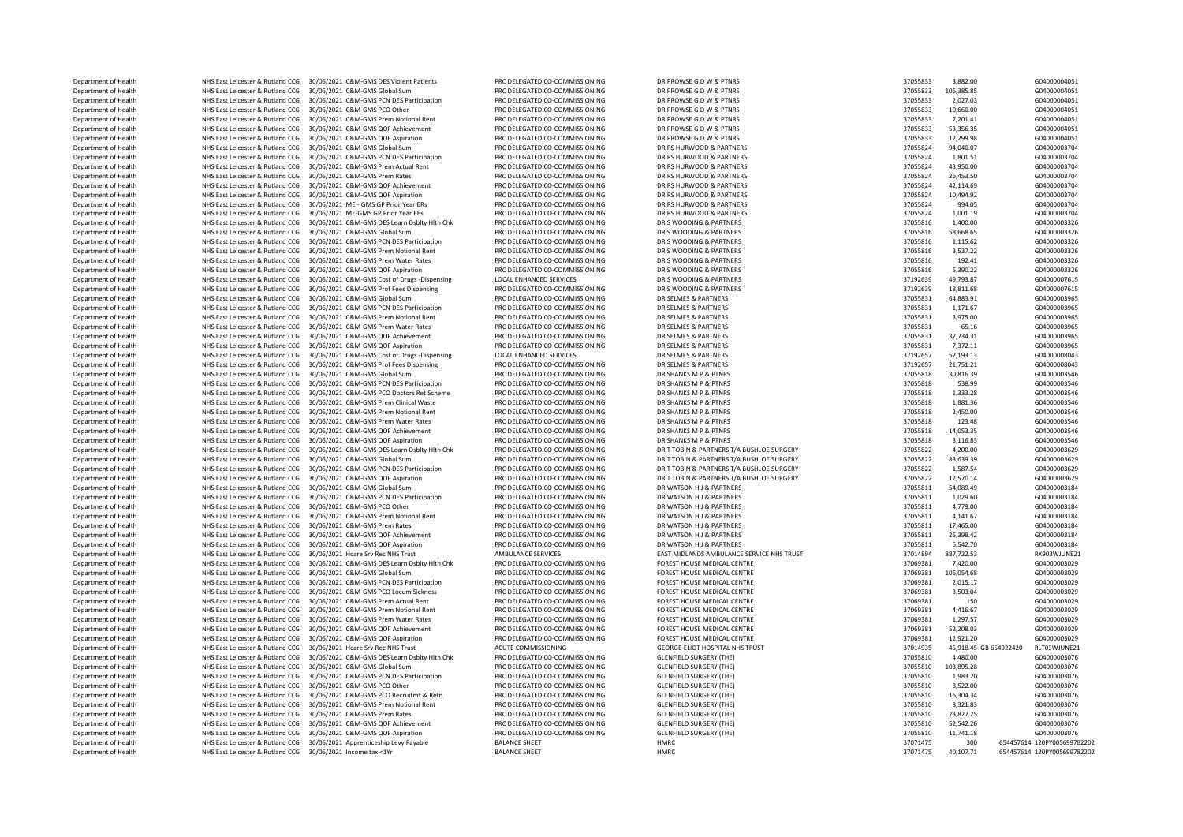| | | | | | | | | | |
|---|---|---|---|---|---|---|---|---|---|
| Department of Health | NHS East Leicester & Rutland CCG | 30/06/2021 C&M-GMS DES Violent Patients | PRC DELEGATED CO-COMMISSIONING | DR PROWSE G D W & PTNRS | 37055833 | 3,882.00 | | | G04000004051 |
| Department of Health | NHS East Leicester & Rutland CCG | 30/06/2021 C&M-GMS Global Sum | PRC DELEGATED CO-COMMISSIONING | DR PROWSE G D W & PTNRS | 37055833 | 106,385.85 | | | G04000004051 |
| Department of Health | NHS East Leicester & Rutland CCG | 30/06/2021 C&M-GMS PCN DES Participation | PRC DELEGATED CO-COMMISSIONING | DR PROWSE G D W & PTNRS | 37055833 | 2,027.03 | | | G04000004051 |
| Department of Health | NHS East Leicester & Rutland CCG | 30/06/2021 C&M-GMS PCO Other | PRC DELEGATED CO-COMMISSIONING | DR PROWSE G D W & PTNRS | 37055833 | 10,660.00 | | | G04000004051 |
| Department of Health | NHS East Leicester & Rutland CCG | 30/06/2021 C&M-GMS Prem Notional Rent | PRC DELEGATED CO-COMMISSIONING | DR PROWSE G D W & PTNRS | 37055833 | 7,201.41 | | | G04000004051 |
| Department of Health | NHS East Leicester & Rutland CCG | 30/06/2021 C&M-GMS QOF Achievement | PRC DELEGATED CO-COMMISSIONING | DR PROWSE G D W & PTNRS | 37055833 | 53,356.35 | | | G04000004051 |
| Department of Health | NHS East Leicester & Rutland CCG | 30/06/2021 C&M-GMS QOF Aspiration | PRC DELEGATED CO-COMMISSIONING | DR PROWSE G D W & PTNRS | 37055833 | 12,299.98 | | | G04000004051 |
| Department of Health | NHS East Leicester & Rutland CCG | 30/06/2021 C&M-GMS Global Sum | PRC DELEGATED CO-COMMISSIONING | DR RS HURWOOD & PARTNERS | 37055824 | 94,040.07 | | | G04000003704 |
| Department of Health | NHS East Leicester & Rutland CCG | 30/06/2021 C&M-GMS PCN DES Participation | PRC DELEGATED CO-COMMISSIONING | DR RS HURWOOD & PARTNERS | 37055824 | 1,801.51 | | | G04000003704 |
| Department of Health | NHS East Leicester & Rutland CCG | 30/06/2021 C&M-GMS Prem Actual Rent | PRC DELEGATED CO-COMMISSIONING | DR RS HURWOOD & PARTNERS | 37055824 | 43,950.00 | | | G04000003704 |
| Department of Health | NHS East Leicester & Rutland CCG | 30/06/2021 C&M-GMS Prem Rates | PRC DELEGATED CO-COMMISSIONING | DR RS HURWOOD & PARTNERS | 37055824 | 26,453.50 | | | G04000003704 |
| Department of Health | NHS East Leicester & Rutland CCG | 30/06/2021 C&M-GMS QOF Achievement | PRC DELEGATED CO-COMMISSIONING | DR RS HURWOOD & PARTNERS | 37055824 | 42,114.69 | | | G04000003704 |
| Department of Health | NHS East Leicester & Rutland CCG | 30/06/2021 C&M-GMS QOF Aspiration | PRC DELEGATED CO-COMMISSIONING | DR RS HURWOOD & PARTNERS | 37055824 | 10,494.92 | | | G04000003704 |
| Department of Health | NHS East Leicester & Rutland CCG | 30/06/2021 ME - GMS GP Prior Year ERs | PRC DELEGATED CO-COMMISSIONING | DR RS HURWOOD & PARTNERS | 37055824 | 994.05 | | | G04000003704 |
| Department of Health | NHS East Leicester & Rutland CCG | 30/06/2021 ME-GMS GP Prior Year EEs | PRC DELEGATED CO-COMMISSIONING | DR RS HURWOOD & PARTNERS | 37055824 | 1,001.19 | | | G04000003704 |
| Department of Health | NHS East Leicester & Rutland CCG | 30/06/2021 C&M-GMS DES Learn Dsblty Hlth Chk | PRC DELEGATED CO-COMMISSIONING | DR S WOODING & PARTNERS | 37055816 | 1,400.00 | | | G04000003326 |
| Department of Health | NHS East Leicester & Rutland CCG | 30/06/2021 C&M-GMS Global Sum | PRC DELEGATED CO-COMMISSIONING | DR S WOODING & PARTNERS | 37055816 | 58,668.65 | | | G04000003326 |
| Department of Health | NHS East Leicester & Rutland CCG | 30/06/2021 C&M-GMS PCN DES Participation | PRC DELEGATED CO-COMMISSIONING | DR S WOODING & PARTNERS | 37055816 | 1,115.62 | | | G04000003326 |
| Department of Health | NHS East Leicester & Rutland CCG | 30/06/2021 C&M-GMS Prem Notional Rent | PRC DELEGATED CO-COMMISSIONING | DR S WOODING & PARTNERS | 37055816 | 3,537.22 | | | G04000003326 |
| Department of Health | NHS East Leicester & Rutland CCG | 30/06/2021 C&M-GMS Prem Water Rates | PRC DELEGATED CO-COMMISSIONING | DR S WOODING & PARTNERS | 37055816 | 192.41 | | | G04000003326 |
| Department of Health | NHS East Leicester & Rutland CCG | 30/06/2021 C&M-GMS QOF Aspiration | PRC DELEGATED CO-COMMISSIONING | DR S WOODING & PARTNERS | 37055816 | 5,390.22 | | | G04000003326 |
| Department of Health | NHS East Leicester & Rutland CCG | 30/06/2021 C&M-GMS Cost of Drugs -Dispensing | LOCAL ENHANCED SERVICES | DR S WOODING & PARTNERS | 37192639 | 49,793.87 | | | G04000007615 |
| Department of Health | NHS East Leicester & Rutland CCG | 30/06/2021 C&M-GMS Prof Fees Dispensing | PRC DELEGATED CO-COMMISSIONING | DR S WOODING & PARTNERS | 37192639 | 18,811.68 | | | G04000007615 |
| Department of Health | NHS East Leicester & Rutland CCG | 30/06/2021 C&M-GMS Global Sum | PRC DELEGATED CO-COMMISSIONING | DR SELMES & PARTNERS | 37055831 | 64,883.91 | | | G04000003965 |
| Department of Health | NHS East Leicester & Rutland CCG | 30/06/2021 C&M-GMS PCN DES Participation | PRC DELEGATED CO-COMMISSIONING | DR SELMES & PARTNERS | 37055831 | 1,171.67 | | | G04000003965 |
| Department of Health | NHS East Leicester & Rutland CCG | 30/06/2021 C&M-GMS Prem Notional Rent | PRC DELEGATED CO-COMMISSIONING | DR SELMES & PARTNERS | 37055831 | 3,975.00 | | | G04000003965 |
| Department of Health | NHS East Leicester & Rutland CCG | 30/06/2021 C&M-GMS Prem Water Rates | PRC DELEGATED CO-COMMISSIONING | DR SELMES & PARTNERS | 37055831 | 65.16 | | | G04000003965 |
| Department of Health | NHS East Leicester & Rutland CCG | 30/06/2021 C&M-GMS QOF Achievement | PRC DELEGATED CO-COMMISSIONING | DR SELMES & PARTNERS | 37055831 | 37,734.31 | | | G04000003965 |
| Department of Health | NHS East Leicester & Rutland CCG | 30/06/2021 C&M-GMS QOF Aspiration | PRC DELEGATED CO-COMMISSIONING | DR SELMES & PARTNERS | 37055831 | 7,372.11 | | | G04000003965 |
| Department of Health | NHS East Leicester & Rutland CCG | 30/06/2021 C&M-GMS Cost of Drugs -Dispensing | LOCAL ENHANCED SERVICES | DR SELMES & PARTNERS | 37192657 | 57,193.13 | | | G04000008043 |
| Department of Health | NHS East Leicester & Rutland CCG | 30/06/2021 C&M-GMS Prof Fees Dispensing | PRC DELEGATED CO-COMMISSIONING | DR SELMES & PARTNERS | 37192657 | 21,751.21 | | | G04000008043 |
| Department of Health | NHS East Leicester & Rutland CCG | 30/06/2021 C&M-GMS Global Sum | PRC DELEGATED CO-COMMISSIONING | DR SHANKS M P & PTNRS | 37055818 | 30,816.39 | | | G04000003546 |
| Department of Health | NHS East Leicester & Rutland CCG | 30/06/2021 C&M-GMS PCN DES Participation | PRC DELEGATED CO-COMMISSIONING | DR SHANKS M P & PTNRS | 37055818 | 538.99 | | | G04000003546 |
| Department of Health | NHS East Leicester & Rutland CCG | 30/06/2021 C&M-GMS PCO Doctors Ret Scheme | PRC DELEGATED CO-COMMISSIONING | DR SHANKS M P & PTNRS | 37055818 | 1,333.28 | | | G04000003546 |
| Department of Health | NHS East Leicester & Rutland CCG | 30/06/2021 C&M-GMS Prem Clinical Waste | PRC DELEGATED CO-COMMISSIONING | DR SHANKS M P & PTNRS | 37055818 | 1,881.36 | | | G04000003546 |
| Department of Health | NHS East Leicester & Rutland CCG | 30/06/2021 C&M-GMS Prem Notional Rent | PRC DELEGATED CO-COMMISSIONING | DR SHANKS M P & PTNRS | 37055818 | 2,450.00 | | | G04000003546 |
| Department of Health | NHS East Leicester & Rutland CCG | 30/06/2021 C&M-GMS Prem Water Rates | PRC DELEGATED CO-COMMISSIONING | DR SHANKS M P & PTNRS | 37055818 | 123.48 | | | G04000003546 |
| Department of Health | NHS East Leicester & Rutland CCG | 30/06/2021 C&M-GMS QOF Achievement | PRC DELEGATED CO-COMMISSIONING | DR SHANKS M P & PTNRS | 37055818 | 14,053.35 | | | G04000003546 |
| Department of Health | NHS East Leicester & Rutland CCG | 30/06/2021 C&M-GMS QOF Aspiration | PRC DELEGATED CO-COMMISSIONING | DR SHANKS M P & PTNRS | 37055818 | 3,116.83 | | | G04000003546 |
| Department of Health | NHS East Leicester & Rutland CCG | 30/06/2021 C&M-GMS DES Learn Dsblty Hlth Chk | PRC DELEGATED CO-COMMISSIONING | DR T TOBIN & PARTNERS T/A BUSHLOE SURGERY | 37055822 | 4,200.00 | | | G04000003629 |
| Department of Health | NHS East Leicester & Rutland CCG | 30/06/2021 C&M-GMS Global Sum | PRC DELEGATED CO-COMMISSIONING | DR T TOBIN & PARTNERS T/A BUSHLOE SURGERY | 37055822 | 83,639.39 | | | G04000003629 |
| Department of Health | NHS East Leicester & Rutland CCG | 30/06/2021 C&M-GMS PCN DES Participation | PRC DELEGATED CO-COMMISSIONING | DR T TOBIN & PARTNERS T/A BUSHLOE SURGERY | 37055822 | 1,587.54 | | | G04000003629 |
| Department of Health | NHS East Leicester & Rutland CCG | 30/06/2021 C&M-GMS QOF Aspiration | PRC DELEGATED CO-COMMISSIONING | DR T TOBIN & PARTNERS T/A BUSHLOE SURGERY | 37055822 | 12,570.14 | | | G04000003629 |
| Department of Health | NHS East Leicester & Rutland CCG | 30/06/2021 C&M-GMS Global Sum | PRC DELEGATED CO-COMMISSIONING | DR WATSON H J & PARTNERS | 37055811 | 54,089.49 | | | G04000003184 |
| Department of Health | NHS East Leicester & Rutland CCG | 30/06/2021 C&M-GMS PCN DES Participation | PRC DELEGATED CO-COMMISSIONING | DR WATSON H J & PARTNERS | 37055811 | 1,029.60 | | | G04000003184 |
| Department of Health | NHS East Leicester & Rutland CCG | 30/06/2021 C&M-GMS PCO Other | PRC DELEGATED CO-COMMISSIONING | DR WATSON H J & PARTNERS | 37055811 | 4,779.00 | | | G04000003184 |
| Department of Health | NHS East Leicester & Rutland CCG | 30/06/2021 C&M-GMS Prem Notional Rent | PRC DELEGATED CO-COMMISSIONING | DR WATSON H J & PARTNERS | 37055811 | 4,141.67 | | | G04000003184 |
| Department of Health | NHS East Leicester & Rutland CCG | 30/06/2021 C&M-GMS Prem Rates | PRC DELEGATED CO-COMMISSIONING | DR WATSON H J & PARTNERS | 37055811 | 17,465.00 | | | G04000003184 |
| Department of Health | NHS East Leicester & Rutland CCG | 30/06/2021 C&M-GMS QOF Achievement | PRC DELEGATED CO-COMMISSIONING | DR WATSON H J & PARTNERS | 37055811 | 25,398.42 | | | G04000003184 |
| Department of Health | NHS East Leicester & Rutland CCG | 30/06/2021 C&M-GMS QOF Aspiration | PRC DELEGATED CO-COMMISSIONING | DR WATSON H J & PARTNERS | 37055811 | 6,542.70 | | | G04000003184 |
| Department of Health | NHS East Leicester & Rutland CCG | 30/06/2021 Hcare Srv Rec NHS Trust | AMBULANCE SERVICES | EAST MIDLANDS AMBULANCE SERVICE NHS TRUST | 37014894 | 887,722.53 | | | RX9O3WJUNE21 |
| Department of Health | NHS East Leicester & Rutland CCG | 30/06/2021 C&M-GMS DES Learn Dsblty Hlth Chk | PRC DELEGATED CO-COMMISSIONING | FOREST HOUSE MEDICAL CENTRE | 37069381 | 7,420.00 | | | G04000003029 |
| Department of Health | NHS East Leicester & Rutland CCG | 30/06/2021 C&M-GMS Global Sum | PRC DELEGATED CO-COMMISSIONING | FOREST HOUSE MEDICAL CENTRE | 37069381 | 106,054.68 | | | G04000003029 |
| Department of Health | NHS East Leicester & Rutland CCG | 30/06/2021 C&M-GMS PCN DES Participation | PRC DELEGATED CO-COMMISSIONING | FOREST HOUSE MEDICAL CENTRE | 37069381 | 2,015.17 | | | G04000003029 |
| Department of Health | NHS East Leicester & Rutland CCG | 30/06/2021 C&M-GMS PCO Locum Sickness | PRC DELEGATED CO-COMMISSIONING | FOREST HOUSE MEDICAL CENTRE | 37069381 | 3,503.04 | | | G04000003029 |
| Department of Health | NHS East Leicester & Rutland CCG | 30/06/2021 C&M-GMS Prem Actual Rent | PRC DELEGATED CO-COMMISSIONING | FOREST HOUSE MEDICAL CENTRE | 37069381 | 150 | | | G04000003029 |
| Department of Health | NHS East Leicester & Rutland CCG | 30/06/2021 C&M-GMS Prem Notional Rent | PRC DELEGATED CO-COMMISSIONING | FOREST HOUSE MEDICAL CENTRE | 37069381 | 4,416.67 | | | G04000003029 |
| Department of Health | NHS East Leicester & Rutland CCG | 30/06/2021 C&M-GMS Prem Water Rates | PRC DELEGATED CO-COMMISSIONING | FOREST HOUSE MEDICAL CENTRE | 37069381 | 1,297.57 | | | G04000003029 |
| Department of Health | NHS East Leicester & Rutland CCG | 30/06/2021 C&M-GMS QOF Achievement | PRC DELEGATED CO-COMMISSIONING | FOREST HOUSE MEDICAL CENTRE | 37069381 | 52,208.03 | | | G04000003029 |
| Department of Health | NHS East Leicester & Rutland CCG | 30/06/2021 C&M-GMS QOF Aspiration | PRC DELEGATED CO-COMMISSIONING | FOREST HOUSE MEDICAL CENTRE | 37069381 | 12,921.20 | | | G04000003029 |
| Department of Health | NHS East Leicester & Rutland CCG | 30/06/2021 Hcare Srv Rec NHS Trust | ACUTE COMMISSIONING | GEORGE ELIOT HOSPITAL NHS TRUST | 37014935 | 45,918.45 | GB 654922420 | | RLT03WJUNE21 |
| Department of Health | NHS East Leicester & Rutland CCG | 30/06/2021 C&M-GMS DES Learn Dsblty Hlth Chk | PRC DELEGATED CO-COMMISSIONING | GLENFIELD SURGERY (THE) | 37055810 | 4,480.00 | | | G04000003076 |
| Department of Health | NHS East Leicester & Rutland CCG | 30/06/2021 C&M-GMS Global Sum | PRC DELEGATED CO-COMMISSIONING | GLENFIELD SURGERY (THE) | 37055810 | 103,895.28 | | | G04000003076 |
| Department of Health | NHS East Leicester & Rutland CCG | 30/06/2021 C&M-GMS PCN DES Participation | PRC DELEGATED CO-COMMISSIONING | GLENFIELD SURGERY (THE) | 37055810 | 1,983.20 | | | G04000003076 |
| Department of Health | NHS East Leicester & Rutland CCG | 30/06/2021 C&M-GMS PCO Other | PRC DELEGATED CO-COMMISSIONING | GLENFIELD SURGERY (THE) | 37055810 | 8,522.00 | | | G04000003076 |
| Department of Health | NHS East Leicester & Rutland CCG | 30/06/2021 C&M-GMS PCO Recruitmt & Retn | PRC DELEGATED CO-COMMISSIONING | GLENFIELD SURGERY (THE) | 37055810 | 16,304.34 | | | G04000003076 |
| Department of Health | NHS East Leicester & Rutland CCG | 30/06/2021 C&M-GMS Prem Notional Rent | PRC DELEGATED CO-COMMISSIONING | GLENFIELD SURGERY (THE) | 37055810 | 8,321.83 | | | G04000003076 |
| Department of Health | NHS East Leicester & Rutland CCG | 30/06/2021 C&M-GMS Prem Rates | PRC DELEGATED CO-COMMISSIONING | GLENFIELD SURGERY (THE) | 37055810 | 23,827.25 | | | G04000003076 |
| Department of Health | NHS East Leicester & Rutland CCG | 30/06/2021 C&M-GMS QOF Achievement | PRC DELEGATED CO-COMMISSIONING | GLENFIELD SURGERY (THE) | 37055810 | 52,542.26 | | | G04000003076 |
| Department of Health | NHS East Leicester & Rutland CCG | 30/06/2021 C&M-GMS QOF Aspiration | PRC DELEGATED CO-COMMISSIONING | GLENFIELD SURGERY (THE) | 37055810 | 11,741.18 | | | G04000003076 |
| Department of Health | NHS East Leicester & Rutland CCG | 30/06/2021 Apprenticeship Levy Payable | BALANCE SHEET | HMRC | 37071475 | 300 | | 654457614 | 120PY005699782202 |
| Department of Health | NHS East Leicester & Rutland CCG | 30/06/2021 Income tax <1Yr | BALANCE SHEET | HMRC | 37071475 | 40,107.71 | | 654457614 | 120PY005699782202 |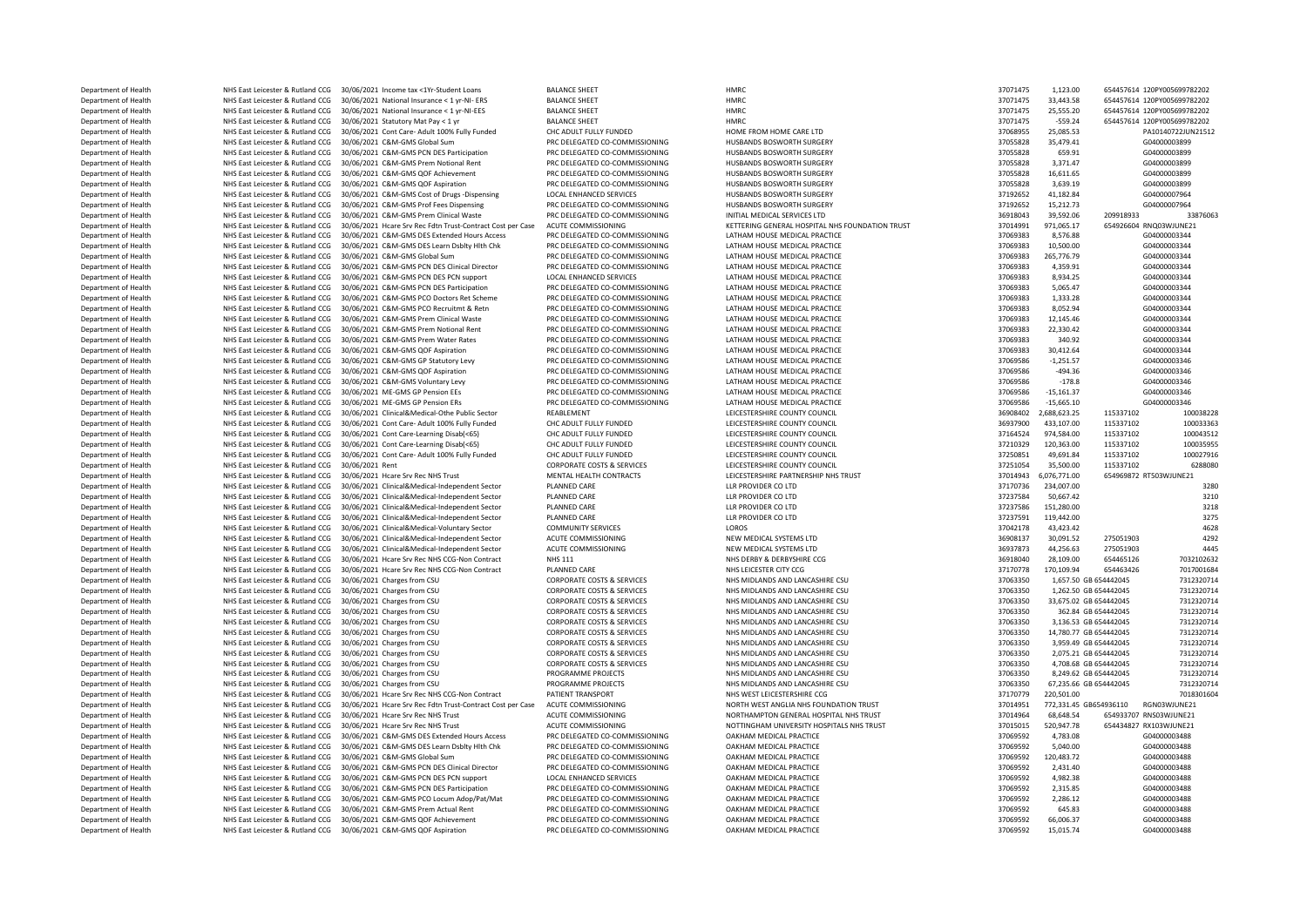| | | | | | | | | | |
|---|---|---|---|---|---|---|---|---|---|
| Department of Health | NHS East Leicester & Rutland CCG | 30/06/2021 Income tax <1Yr-Student Loans | BALANCE SHEET | HMRC | 37071475 | 1,123.00 | 654457614 | 120PY005699782202 |
| Department of Health | NHS East Leicester & Rutland CCG | 30/06/2021 National Insurance < 1 yr-NI- ERS | BALANCE SHEET | HMRC | 37071475 | 33,443.58 | 654457614 | 120PY005699782202 |
| Department of Health | NHS East Leicester & Rutland CCG | 30/06/2021 National Insurance < 1 yr-NI-EES | BALANCE SHEET | HMRC | 37071475 | 25,555.20 | 654457614 | 120PY005699782202 |
| Department of Health | NHS East Leicester & Rutland CCG | 30/06/2021 Statutory Mat Pay < 1 yr | BALANCE SHEET | HMRC | 37071475 | -559.24 | 654457614 | 120PY005699782202 |
| Department of Health | NHS East Leicester & Rutland CCG | 30/06/2021 Cont Care- Adult 100% Fully Funded | CHC ADULT FULLY FUNDED | HOME FROM HOME CARE LTD | 37068955 | 25,085.53 | | PA10140722JUN21512 |
| Department of Health | NHS East Leicester & Rutland CCG | 30/06/2021 C&M-GMS Global Sum | PRC DELEGATED CO-COMMISSIONING | HUSBANDS BOSWORTH SURGERY | 37055828 | 35,479.41 | | G04000003899 |
| Department of Health | NHS East Leicester & Rutland CCG | 30/06/2021 C&M-GMS PCN DES Participation | PRC DELEGATED CO-COMMISSIONING | HUSBANDS BOSWORTH SURGERY | 37055828 | 659.91 | | G04000003899 |
| Department of Health | NHS East Leicester & Rutland CCG | 30/06/2021 C&M-GMS Prem Notional Rent | PRC DELEGATED CO-COMMISSIONING | HUSBANDS BOSWORTH SURGERY | 37055828 | 3,371.47 | | G04000003899 |
| Department of Health | NHS East Leicester & Rutland CCG | 30/06/2021 C&M-GMS QOF Achievement | PRC DELEGATED CO-COMMISSIONING | HUSBANDS BOSWORTH SURGERY | 37055828 | 16,611.65 | | G04000003899 |
| Department of Health | NHS East Leicester & Rutland CCG | 30/06/2021 C&M-GMS QOF Aspiration | PRC DELEGATED CO-COMMISSIONING | HUSBANDS BOSWORTH SURGERY | 37055828 | 3,639.19 | | G04000003899 |
| Department of Health | NHS East Leicester & Rutland CCG | 30/06/2021 C&M-GMS Cost of Drugs -Dispensing | LOCAL ENHANCED SERVICES | HUSBANDS BOSWORTH SURGERY | 37192652 | 41,182.84 | | G04000007964 |
| Department of Health | NHS East Leicester & Rutland CCG | 30/06/2021 C&M-GMS Prof Fees Dispensing | PRC DELEGATED CO-COMMISSIONING | HUSBANDS BOSWORTH SURGERY | 37192652 | 15,212.73 | | G04000007964 |
| Department of Health | NHS East Leicester & Rutland CCG | 30/06/2021 C&M-GMS Prem Clinical Waste | PRC DELEGATED CO-COMMISSIONING | INITIAL MEDICAL SERVICES LTD | 36918043 | 39,592.06 | 209918933 | 33876063 |
| Department of Health | NHS East Leicester & Rutland CCG | 30/06/2021 Hcare Srv Rec Fdtn Trust-Contract Cost per Case | ACUTE COMMISSIONING | KETTERING GENERAL HOSPITAL NHS FOUNDATION TRUST | 37014991 | 971,065.17 | 654926604 | RNQ03WJUNE21 |
| Department of Health | NHS East Leicester & Rutland CCG | 30/06/2021 C&M-GMS DES Extended Hours Access | PRC DELEGATED CO-COMMISSIONING | LATHAM HOUSE MEDICAL PRACTICE | 37069383 | 8,576.88 | | G04000003344 |
| Department of Health | NHS East Leicester & Rutland CCG | 30/06/2021 C&M-GMS DES Learn Dsblty Hlth Chk | PRC DELEGATED CO-COMMISSIONING | LATHAM HOUSE MEDICAL PRACTICE | 37069383 | 10,500.00 | | G04000003344 |
| Department of Health | NHS East Leicester & Rutland CCG | 30/06/2021 C&M-GMS Global Sum | PRC DELEGATED CO-COMMISSIONING | LATHAM HOUSE MEDICAL PRACTICE | 37069383 | 265,776.79 | | G04000003344 |
| Department of Health | NHS East Leicester & Rutland CCG | 30/06/2021 C&M-GMS PCN DES Clinical Director | PRC DELEGATED CO-COMMISSIONING | LATHAM HOUSE MEDICAL PRACTICE | 37069383 | 4,359.91 | | G04000003344 |
| Department of Health | NHS East Leicester & Rutland CCG | 30/06/2021 C&M-GMS PCN DES PCN support | LOCAL ENHANCED SERVICES | LATHAM HOUSE MEDICAL PRACTICE | 37069383 | 8,934.25 | | G04000003344 |
| Department of Health | NHS East Leicester & Rutland CCG | 30/06/2021 C&M-GMS PCN DES Participation | PRC DELEGATED CO-COMMISSIONING | LATHAM HOUSE MEDICAL PRACTICE | 37069383 | 5,065.47 | | G04000003344 |
| Department of Health | NHS East Leicester & Rutland CCG | 30/06/2021 C&M-GMS PCO Doctors Ret Scheme | PRC DELEGATED CO-COMMISSIONING | LATHAM HOUSE MEDICAL PRACTICE | 37069383 | 1,333.28 | | G04000003344 |
| Department of Health | NHS East Leicester & Rutland CCG | 30/06/2021 C&M-GMS PCO Recruitmt & Retn | PRC DELEGATED CO-COMMISSIONING | LATHAM HOUSE MEDICAL PRACTICE | 37069383 | 8,052.94 | | G04000003344 |
| Department of Health | NHS East Leicester & Rutland CCG | 30/06/2021 C&M-GMS Prem Clinical Waste | PRC DELEGATED CO-COMMISSIONING | LATHAM HOUSE MEDICAL PRACTICE | 37069383 | 12,145.46 | | G04000003344 |
| Department of Health | NHS East Leicester & Rutland CCG | 30/06/2021 C&M-GMS Prem Notional Rent | PRC DELEGATED CO-COMMISSIONING | LATHAM HOUSE MEDICAL PRACTICE | 37069383 | 22,330.42 | | G04000003344 |
| Department of Health | NHS East Leicester & Rutland CCG | 30/06/2021 C&M-GMS Prem Water Rates | PRC DELEGATED CO-COMMISSIONING | LATHAM HOUSE MEDICAL PRACTICE | 37069383 | 340.92 | | G04000003344 |
| Department of Health | NHS East Leicester & Rutland CCG | 30/06/2021 C&M-GMS QOF Aspiration | PRC DELEGATED CO-COMMISSIONING | LATHAM HOUSE MEDICAL PRACTICE | 37069383 | 30,412.64 | | G04000003344 |
| Department of Health | NHS East Leicester & Rutland CCG | 30/06/2021 C&M-GMS GP Statutory Levy | PRC DELEGATED CO-COMMISSIONING | LATHAM HOUSE MEDICAL PRACTICE | 37069586 | -1,251.57 | | G04000003346 |
| Department of Health | NHS East Leicester & Rutland CCG | 30/06/2021 C&M-GMS QOF Aspiration | PRC DELEGATED CO-COMMISSIONING | LATHAM HOUSE MEDICAL PRACTICE | 37069586 | -494.36 | | G04000003346 |
| Department of Health | NHS East Leicester & Rutland CCG | 30/06/2021 C&M-GMS Voluntary Levy | PRC DELEGATED CO-COMMISSIONING | LATHAM HOUSE MEDICAL PRACTICE | 37069586 | -178.8 | | G04000003346 |
| Department of Health | NHS East Leicester & Rutland CCG | 30/06/2021 ME-GMS GP Pension EEs | PRC DELEGATED CO-COMMISSIONING | LATHAM HOUSE MEDICAL PRACTICE | 37069586 | -15,161.37 | | G04000003346 |
| Department of Health | NHS East Leicester & Rutland CCG | 30/06/2021 ME-GMS GP Pension ERs | PRC DELEGATED CO-COMMISSIONING | LATHAM HOUSE MEDICAL PRACTICE | 37069586 | -15,665.10 | | G04000003346 |
| Department of Health | NHS East Leicester & Rutland CCG | 30/06/2021 Clinical&Medical-Othe Public Sector | REABLEMENT | LEICESTERSHIRE COUNTY COUNCIL | 36908402 | 2,688,623.25 | 115337102 | 100038228 |
| Department of Health | NHS East Leicester & Rutland CCG | 30/06/2021 Cont Care- Adult 100% Fully Funded | CHC ADULT FULLY FUNDED | LEICESTERSHIRE COUNTY COUNCIL | 36937900 | 433,107.00 | 115337102 | 100033363 |
| Department of Health | NHS East Leicester & Rutland CCG | 30/06/2021 Cont Care-Learning Disab(<65) | CHC ADULT FULLY FUNDED | LEICESTERSHIRE COUNTY COUNCIL | 37164524 | 974,584.00 | 115337102 | 100043512 |
| Department of Health | NHS East Leicester & Rutland CCG | 30/06/2021 Cont Care-Learning Disab(<65) | CHC ADULT FULLY FUNDED | LEICESTERSHIRE COUNTY COUNCIL | 37210329 | 120,363.00 | 115337102 | 100035955 |
| Department of Health | NHS East Leicester & Rutland CCG | 30/06/2021 Cont Care- Adult 100% Fully Funded | CHC ADULT FULLY FUNDED | LEICESTERSHIRE COUNTY COUNCIL | 37250851 | 49,691.84 | 115337102 | 100027916 |
| Department of Health | NHS East Leicester & Rutland CCG | 30/06/2021 Rent | CORPORATE COSTS & SERVICES | LEICESTERSHIRE COUNTY COUNCIL | 37251054 | 35,500.00 | 115337102 | 6288080 |
| Department of Health | NHS East Leicester & Rutland CCG | 30/06/2021 Hcare Srv Rec NHS Trust | MENTAL HEALTH CONTRACTS | LEICESTERSHIRE PARTNERSHIP NHS TRUST | 37014943 | 6,076,771.00 | 654969872 | RT503WJUNE21 |
| Department of Health | NHS East Leicester & Rutland CCG | 30/06/2021 Clinical&Medical-Independent Sector | PLANNED CARE | LLR PROVIDER CO LTD | 37170736 | 234,007.00 | | 3280 |
| Department of Health | NHS East Leicester & Rutland CCG | 30/06/2021 Clinical&Medical-Independent Sector | PLANNED CARE | LLR PROVIDER CO LTD | 37237584 | 50,667.42 | | 3210 |
| Department of Health | NHS East Leicester & Rutland CCG | 30/06/2021 Clinical&Medical-Independent Sector | PLANNED CARE | LLR PROVIDER CO LTD | 37237586 | 151,280.00 | | 3218 |
| Department of Health | NHS East Leicester & Rutland CCG | 30/06/2021 Clinical&Medical-Independent Sector | PLANNED CARE | LLR PROVIDER CO LTD | 37237591 | 119,442.00 | | 3275 |
| Department of Health | NHS East Leicester & Rutland CCG | 30/06/2021 Clinical&Medical-Voluntary Sector | COMMUNITY SERVICES | LOROS | 37042178 | 43,423.42 | | 4628 |
| Department of Health | NHS East Leicester & Rutland CCG | 30/06/2021 Clinical&Medical-Independent Sector | ACUTE COMMISSIONING | NEW MEDICAL SYSTEMS LTD | 36908137 | 30,091.52 | 275051903 | 4292 |
| Department of Health | NHS East Leicester & Rutland CCG | 30/06/2021 Clinical&Medical-Independent Sector | ACUTE COMMISSIONING | NEW MEDICAL SYSTEMS LTD | 36937873 | 44,256.63 | 275051903 | 4445 |
| Department of Health | NHS East Leicester & Rutland CCG | 30/06/2021 Hcare Srv Rec NHS CCG-Non Contract | NHS 111 | NHS DERBY & DERBYSHIRE CCG | 36918040 | 28,109.00 | 654465126 | 7032102632 |
| Department of Health | NHS East Leicester & Rutland CCG | 30/06/2021 Hcare Srv Rec NHS CCG-Non Contract | PLANNED CARE | NHS LEICESTER CITY CCG | 37170778 | 170,109.94 | 654463426 | 7017001684 |
| Department of Health | NHS East Leicester & Rutland CCG | 30/06/2021 Charges from CSU | CORPORATE COSTS & SERVICES | NHS MIDLANDS AND LANCASHIRE CSU | 37063350 | 1,657.50 | GB 654442045 | 7312320714 |
| Department of Health | NHS East Leicester & Rutland CCG | 30/06/2021 Charges from CSU | CORPORATE COSTS & SERVICES | NHS MIDLANDS AND LANCASHIRE CSU | 37063350 | 1,262.50 | GB 654442045 | 7312320714 |
| Department of Health | NHS East Leicester & Rutland CCG | 30/06/2021 Charges from CSU | CORPORATE COSTS & SERVICES | NHS MIDLANDS AND LANCASHIRE CSU | 37063350 | 33,675.02 | GB 654442045 | 7312320714 |
| Department of Health | NHS East Leicester & Rutland CCG | 30/06/2021 Charges from CSU | CORPORATE COSTS & SERVICES | NHS MIDLANDS AND LANCASHIRE CSU | 37063350 | 362.84 | GB 654442045 | 7312320714 |
| Department of Health | NHS East Leicester & Rutland CCG | 30/06/2021 Charges from CSU | CORPORATE COSTS & SERVICES | NHS MIDLANDS AND LANCASHIRE CSU | 37063350 | 3,136.53 | GB 654442045 | 7312320714 |
| Department of Health | NHS East Leicester & Rutland CCG | 30/06/2021 Charges from CSU | CORPORATE COSTS & SERVICES | NHS MIDLANDS AND LANCASHIRE CSU | 37063350 | 14,780.77 | GB 654442045 | 7312320714 |
| Department of Health | NHS East Leicester & Rutland CCG | 30/06/2021 Charges from CSU | CORPORATE COSTS & SERVICES | NHS MIDLANDS AND LANCASHIRE CSU | 37063350 | 3,959.49 | GB 654442045 | 7312320714 |
| Department of Health | NHS East Leicester & Rutland CCG | 30/06/2021 Charges from CSU | CORPORATE COSTS & SERVICES | NHS MIDLANDS AND LANCASHIRE CSU | 37063350 | 2,075.21 | GB 654442045 | 7312320714 |
| Department of Health | NHS East Leicester & Rutland CCG | 30/06/2021 Charges from CSU | CORPORATE COSTS & SERVICES | NHS MIDLANDS AND LANCASHIRE CSU | 37063350 | 4,708.68 | GB 654442045 | 7312320714 |
| Department of Health | NHS East Leicester & Rutland CCG | 30/06/2021 Charges from CSU | PROGRAMME PROJECTS | NHS MIDLANDS AND LANCASHIRE CSU | 37063350 | 8,249.62 | GB 654442045 | 7312320714 |
| Department of Health | NHS East Leicester & Rutland CCG | 30/06/2021 Charges from CSU | PROGRAMME PROJECTS | NHS MIDLANDS AND LANCASHIRE CSU | 37063350 | 67,235.66 | GB 654442045 | 7312320714 |
| Department of Health | NHS East Leicester & Rutland CCG | 30/06/2021 Hcare Srv Rec NHS CCG-Non Contract | PATIENT TRANSPORT | NHS WEST LEICESTERSHIRE CCG | 37170779 | 220,501.00 | | 7018301604 |
| Department of Health | NHS East Leicester & Rutland CCG | 30/06/2021 Hcare Srv Rec Fdtn Trust-Contract Cost per Case | ACUTE COMMISSIONING | NORTH WEST ANGLIA NHS FOUNDATION TRUST | 37014951 | 772,331.45 | GB654936110 | RGN03WJUNE21 |
| Department of Health | NHS East Leicester & Rutland CCG | 30/06/2021 Hcare Srv Rec NHS Trust | ACUTE COMMISSIONING | NORTHAMPTON GENERAL HOSPITAL NHS TRUST | 37014964 | 68,648.54 | 654933707 | RNS03WJUNE21 |
| Department of Health | NHS East Leicester & Rutland CCG | 30/06/2021 Hcare Srv Rec NHS Trust | ACUTE COMMISSIONING | NOTTINGHAM UNIVERSITY HOSPITALS NHS TRUST | 37015015 | 520,947.78 | 654434827 | RX103WJUNE21 |
| Department of Health | NHS East Leicester & Rutland CCG | 30/06/2021 C&M-GMS DES Extended Hours Access | PRC DELEGATED CO-COMMISSIONING | OAKHAM MEDICAL PRACTICE | 37069592 | 4,783.08 | | G04000003488 |
| Department of Health | NHS East Leicester & Rutland CCG | 30/06/2021 C&M-GMS DES Learn Dsblty Hlth Chk | PRC DELEGATED CO-COMMISSIONING | OAKHAM MEDICAL PRACTICE | 37069592 | 5,040.00 | | G04000003488 |
| Department of Health | NHS East Leicester & Rutland CCG | 30/06/2021 C&M-GMS Global Sum | PRC DELEGATED CO-COMMISSIONING | OAKHAM MEDICAL PRACTICE | 37069592 | 120,483.72 | | G04000003488 |
| Department of Health | NHS East Leicester & Rutland CCG | 30/06/2021 C&M-GMS PCN DES Clinical Director | PRC DELEGATED CO-COMMISSIONING | OAKHAM MEDICAL PRACTICE | 37069592 | 2,431.40 | | G04000003488 |
| Department of Health | NHS East Leicester & Rutland CCG | 30/06/2021 C&M-GMS PCN DES PCN support | LOCAL ENHANCED SERVICES | OAKHAM MEDICAL PRACTICE | 37069592 | 4,982.38 | | G04000003488 |
| Department of Health | NHS East Leicester & Rutland CCG | 30/06/2021 C&M-GMS PCN DES Participation | PRC DELEGATED CO-COMMISSIONING | OAKHAM MEDICAL PRACTICE | 37069592 | 2,315.85 | | G04000003488 |
| Department of Health | NHS East Leicester & Rutland CCG | 30/06/2021 C&M-GMS PCO Locum Adop/Pat/Mat | PRC DELEGATED CO-COMMISSIONING | OAKHAM MEDICAL PRACTICE | 37069592 | 2,286.12 | | G04000003488 |
| Department of Health | NHS East Leicester & Rutland CCG | 30/06/2021 C&M-GMS Prem Actual Rent | PRC DELEGATED CO-COMMISSIONING | OAKHAM MEDICAL PRACTICE | 37069592 | 645.83 | | G04000003488 |
| Department of Health | NHS East Leicester & Rutland CCG | 30/06/2021 C&M-GMS QOF Achievement | PRC DELEGATED CO-COMMISSIONING | OAKHAM MEDICAL PRACTICE | 37069592 | 66,006.37 | | G04000003488 |
| Department of Health | NHS East Leicester & Rutland CCG | 30/06/2021 C&M-GMS QOF Aspiration | PRC DELEGATED CO-COMMISSIONING | OAKHAM MEDICAL PRACTICE | 37069592 | 15,015.74 | | G04000003488 |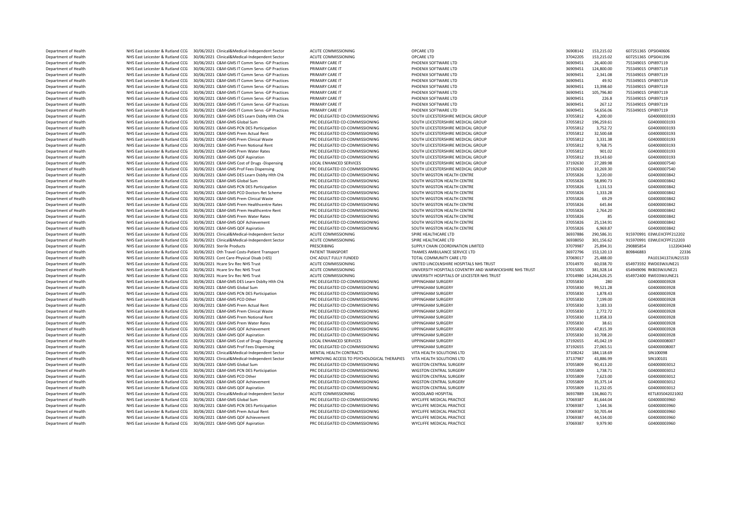| | | | | | | | | | |
|---|---|---|---|---|---|---|---|---|---|
| Department of Health | NHS East Leicester & Rutland CCG | 30/06/2021 | Clinical&Medical-Independent Sector | ACUTE COMMISSIONING | OPCARE LTD | 36908142 | 153,215.02 | 607251365 | OPSI040606 |
| Department of Health | NHS East Leicester & Rutland CCG | 30/06/2021 | Clinical&Medical-Independent Sector | ACUTE COMMISSIONING | OPCARE LTD | 37042205 | 153,215.02 | 607251365 | OPSI041396 |
| Department of Health | NHS East Leicester & Rutland CCG | 30/06/2021 | C&M-GMS IT Comm Servs -GP Practices | PRIMARY CARE IT | PHOENIX SOFTWARE LTD | 36909451 | 26,400.00 | 755349015 | OPI897119 |
| Department of Health | NHS East Leicester & Rutland CCG | 30/06/2021 | C&M-GMS IT Comm Servs -GP Practices | PRIMARY CARE IT | PHOENIX SOFTWARE LTD | 36909451 | 124,800.00 | 755349015 | OPI897119 |
| Department of Health | NHS East Leicester & Rutland CCG | 30/06/2021 | C&M-GMS IT Comm Servs -GP Practices | PRIMARY CARE IT | PHOENIX SOFTWARE LTD | 36909451 | 2,341.08 | 755349015 | OPI897119 |
| Department of Health | NHS East Leicester & Rutland CCG | 30/06/2021 | C&M-GMS IT Comm Servs -GP Practices | PRIMARY CARE IT | PHOENIX SOFTWARE LTD | 36909451 | 49.92 | 755349015 | OPI897119 |
| Department of Health | NHS East Leicester & Rutland CCG | 30/06/2021 | C&M-GMS IT Comm Servs -GP Practices | PRIMARY CARE IT | PHOENIX SOFTWARE LTD | 36909451 | 13,398.60 | 755349015 | OPI897119 |
| Department of Health | NHS East Leicester & Rutland CCG | 30/06/2021 | C&M-GMS IT Comm Servs -GP Practices | PRIMARY CARE IT | PHOENIX SOFTWARE LTD | 36909451 | 105,796.80 | 755349015 | OPI897119 |
| Department of Health | NHS East Leicester & Rutland CCG | 30/06/2021 | C&M-GMS IT Comm Servs -GP Practices | PRIMARY CARE IT | PHOENIX SOFTWARE LTD | 36909451 | 226.8 | 755349015 | OPI897119 |
| Department of Health | NHS East Leicester & Rutland CCG | 30/06/2021 | C&M-GMS IT Comm Servs -GP Practices | PRIMARY CARE IT | PHOENIX SOFTWARE LTD | 36909451 | 267.12 | 755349015 | OPI897119 |
| Department of Health | NHS East Leicester & Rutland CCG | 30/06/2021 | C&M-GMS IT Comm Servs -GP Practices | PRIMARY CARE IT | PHOENIX SOFTWARE LTD | 36909451 | 54,656.06 | 755349015 | OPI897119 |
| Department of Health | NHS East Leicester & Rutland CCG | 30/06/2021 | C&M-GMS DES Learn Dsblty Hlth Chk | PRC DELEGATED CO-COMMISSIONING | SOUTH LEICESTERSHIRE MEDICAL GROUP | 37055812 | 4,200.00 | | G04000003193 |
| Department of Health | NHS East Leicester & Rutland CCG | 30/06/2021 | C&M-GMS Global Sum | PRC DELEGATED CO-COMMISSIONING | SOUTH LEICESTERSHIRE MEDICAL GROUP | 37055812 | 196,259.61 | | G04000003193 |
| Department of Health | NHS East Leicester & Rutland CCG | 30/06/2021 | C&M-GMS PCN DES Participation | PRC DELEGATED CO-COMMISSIONING | SOUTH LEICESTERSHIRE MEDICAL GROUP | 37055812 | 3,752.72 | | G04000003193 |
| Department of Health | NHS East Leicester & Rutland CCG | 30/06/2021 | C&M-GMS Prem Actual Rent | PRC DELEGATED CO-COMMISSIONING | SOUTH LEICESTERSHIRE MEDICAL GROUP | 37055812 | 32,500.68 | | G04000003193 |
| Department of Health | NHS East Leicester & Rutland CCG | 30/06/2021 | C&M-GMS Prem Clinical Waste | PRC DELEGATED CO-COMMISSIONING | SOUTH LEICESTERSHIRE MEDICAL GROUP | 37055812 | 3,331.38 | | G04000003193 |
| Department of Health | NHS East Leicester & Rutland CCG | 30/06/2021 | C&M-GMS Prem Notional Rent | PRC DELEGATED CO-COMMISSIONING | SOUTH LEICESTERSHIRE MEDICAL GROUP | 37055812 | 9,768.75 | | G04000003193 |
| Department of Health | NHS East Leicester & Rutland CCG | 30/06/2021 | C&M-GMS Prem Water Rates | PRC DELEGATED CO-COMMISSIONING | SOUTH LEICESTERSHIRE MEDICAL GROUP | 37055812 | 901.02 | | G04000003193 |
| Department of Health | NHS East Leicester & Rutland CCG | 30/06/2021 | C&M-GMS QOF Aspiration | PRC DELEGATED CO-COMMISSIONING | SOUTH LEICESTERSHIRE MEDICAL GROUP | 37055812 | 19,143.60 | | G04000003193 |
| Department of Health | NHS East Leicester & Rutland CCG | 30/06/2021 | C&M-GMS Cost of Drugs -Dispensing | LOCAL ENHANCED SERVICES | SOUTH LEICESTERSHIRE MEDICAL GROUP | 37192630 | 27,289.98 | | G04000007540 |
| Department of Health | NHS East Leicester & Rutland CCG | 30/06/2021 | C&M-GMS Prof Fees Dispensing | PRC DELEGATED CO-COMMISSIONING | SOUTH LEICESTERSHIRE MEDICAL GROUP | 37192630 | 10,269.30 | | G04000007540 |
| Department of Health | NHS East Leicester & Rutland CCG | 30/06/2021 | C&M-GMS DES Learn Dsblty Hlth Chk | PRC DELEGATED CO-COMMISSIONING | SOUTH WIGSTON HEALTH CENTRE | 37055826 | 3,220.00 | | G04000003842 |
| Department of Health | NHS East Leicester & Rutland CCG | 30/06/2021 | C&M-GMS Global Sum | PRC DELEGATED CO-COMMISSIONING | SOUTH WIGSTON HEALTH CENTRE | 37055826 | 58,890.73 | | G04000003842 |
| Department of Health | NHS East Leicester & Rutland CCG | 30/06/2021 | C&M-GMS PCN DES Participation | PRC DELEGATED CO-COMMISSIONING | SOUTH WIGSTON HEALTH CENTRE | 37055826 | 1,131.53 | | G04000003842 |
| Department of Health | NHS East Leicester & Rutland CCG | 30/06/2021 | C&M-GMS PCO Doctors Ret Scheme | PRC DELEGATED CO-COMMISSIONING | SOUTH WIGSTON HEALTH CENTRE | 37055826 | 1,333.28 | | G04000003842 |
| Department of Health | NHS East Leicester & Rutland CCG | 30/06/2021 | C&M-GMS Prem Clinical Waste | PRC DELEGATED CO-COMMISSIONING | SOUTH WIGSTON HEALTH CENTRE | 37055826 | 69.29 | | G04000003842 |
| Department of Health | NHS East Leicester & Rutland CCG | 30/06/2021 | C&M-GMS Prem Healthcentre Rates | PRC DELEGATED CO-COMMISSIONING | SOUTH WIGSTON HEALTH CENTRE | 37055826 | 645.84 | | G04000003842 |
| Department of Health | NHS East Leicester & Rutland CCG | 30/06/2021 | C&M-GMS Prem Healthcentre Rent | PRC DELEGATED CO-COMMISSIONING | SOUTH WIGSTON HEALTH CENTRE | 37055826 | 2,764.20 | | G04000003842 |
| Department of Health | NHS East Leicester & Rutland CCG | 30/06/2021 | C&M-GMS Prem Water Rates | PRC DELEGATED CO-COMMISSIONING | SOUTH WIGSTON HEALTH CENTRE | 37055826 | 85 | | G04000003842 |
| Department of Health | NHS East Leicester & Rutland CCG | 30/06/2021 | C&M-GMS QOF Achievement | PRC DELEGATED CO-COMMISSIONING | SOUTH WIGSTON HEALTH CENTRE | 37055826 | 25,134.91 | | G04000003842 |
| Department of Health | NHS East Leicester & Rutland CCG | 30/06/2021 | C&M-GMS QOF Aspiration | PRC DELEGATED CO-COMMISSIONING | SOUTH WIGSTON HEALTH CENTRE | 37055826 | 6,969.87 | | G04000003842 |
| Department of Health | NHS East Leicester & Rutland CCG | 30/06/2021 | Clinical&Medical-Independent Sector | ACUTE COMMISSIONING | SPIRE HEALTHCARE LTD | 36937886 | 290,586.31 | 915970991 | 03WLEIICFPF212202 |
| Department of Health | NHS East Leicester & Rutland CCG | 30/06/2021 | Clinical&Medical-Independent Sector | ACUTE COMMISSIONING | SPIRE HEALTHCARE LTD | 36938050 | 301,156.62 | 915970991 | 03WLEIICFPF212203 |
| Department of Health | NHS East Leicester & Rutland CCG | 30/06/2021 | Sterile Products | PRESCRIBING | SUPPLY CHAIN COORDINATION LIMITED | 37079987 | 25,894.31 | 290885854 | 1122043440 |
| Department of Health | NHS East Leicester & Rutland CCG | 30/06/2021 | Oth Travel Costs-Patient Transport | PATIENT TRANSPORT | THAMES AMBULANCE SERVICE LTD | 36972796 | 153,120.13 | 809846883 | 22336 |
| Department of Health | NHS East Leicester & Rutland CCG | 30/06/2021 | Cont Care-Physical Disab (<65) | CHC ADULT FULLY FUNDED | TOTAL COMMUNITY CARE LTD | 37069017 | 25,488.00 | | PA10134137JUN21533 |
| Department of Health | NHS East Leicester & Rutland CCG | 30/06/2021 | Hcare Srv Rec NHS Trust | ACUTE COMMISSIONING | UNITED LINCOLNSHIRE HOSPITALS NHS TRUST | 37014970 | 60,038.70 | 654973592 | RWD03WJUNE21 |
| Department of Health | NHS East Leicester & Rutland CCG | 30/06/2021 | Hcare Srv Rec NHS Trust | ACUTE COMMISSIONING | UNIVERSITY HOSPITALS COVENTRY AND WARWICKSHIRE NHS TRUST | 37015005 | 381,928.14 | 654949096 | RKB03WJUNE21 |
| Department of Health | NHS East Leicester & Rutland CCG | 30/06/2021 | Hcare Srv Rec NHS Trust | ACUTE COMMISSIONING | UNIVERSITY HOSPITALS OF LEICESTER NHS TRUST | 37014980 | 14,244,626.25 | 654972400 | RWE03WJUNE21 |
| Department of Health | NHS East Leicester & Rutland CCG | 30/06/2021 | C&M-GMS DES Learn Dsblty Hlth Chk | PRC DELEGATED CO-COMMISSIONING | UPPINGHAM SURGERY | 37055830 | 280 | | G04000003928 |
| Department of Health | NHS East Leicester & Rutland CCG | 30/06/2021 | C&M-GMS Global Sum | PRC DELEGATED CO-COMMISSIONING | UPPINGHAM SURGERY | 37055830 | 99,521.28 | | G04000003928 |
| Department of Health | NHS East Leicester & Rutland CCG | 30/06/2021 | C&M-GMS PCN DES Participation | PRC DELEGATED CO-COMMISSIONING | UPPINGHAM SURGERY | 37055830 | 1,878.43 | | G04000003928 |
| Department of Health | NHS East Leicester & Rutland CCG | 30/06/2021 | C&M-GMS PCO Other | PRC DELEGATED CO-COMMISSIONING | UPPINGHAM SURGERY | 37055830 | 7,199.00 | | G04000003928 |
| Department of Health | NHS East Leicester & Rutland CCG | 30/06/2021 | C&M-GMS Prem Actual Rent | PRC DELEGATED CO-COMMISSIONING | UPPINGHAM SURGERY | 37055830 | 3,183.33 | | G04000003928 |
| Department of Health | NHS East Leicester & Rutland CCG | 30/06/2021 | C&M-GMS Prem Clinical Waste | PRC DELEGATED CO-COMMISSIONING | UPPINGHAM SURGERY | 37055830 | 2,772.72 | | G04000003928 |
| Department of Health | NHS East Leicester & Rutland CCG | 30/06/2021 | C&M-GMS Prem Notional Rent | PRC DELEGATED CO-COMMISSIONING | UPPINGHAM SURGERY | 37055830 | 11,858.33 | | G04000003928 |
| Department of Health | NHS East Leicester & Rutland CCG | 30/06/2021 | C&M-GMS Prem Water Rates | PRC DELEGATED CO-COMMISSIONING | UPPINGHAM SURGERY | 37055830 | 38.61 | | G04000003928 |
| Department of Health | NHS East Leicester & Rutland CCG | 30/06/2021 | C&M-GMS QOF Achievement | PRC DELEGATED CO-COMMISSIONING | UPPINGHAM SURGERY | 37055830 | 47,815.39 | | G04000003928 |
| Department of Health | NHS East Leicester & Rutland CCG | 30/06/2021 | C&M-GMS QOF Aspiration | PRC DELEGATED CO-COMMISSIONING | UPPINGHAM SURGERY | 37055830 | 10,708.20 | | G04000003928 |
| Department of Health | NHS East Leicester & Rutland CCG | 30/06/2021 | C&M-GMS Cost of Drugs -Dispensing | LOCAL ENHANCED SERVICES | UPPINGHAM SURGERY | 37192655 | 45,042.19 | | G04000008007 |
| Department of Health | NHS East Leicester & Rutland CCG | 30/06/2021 | C&M-GMS Prof Fees Dispensing | PRC DELEGATED CO-COMMISSIONING | UPPINGHAM SURGERY | 37192655 | 27,065.51 | | G04000008007 |
| Department of Health | NHS East Leicester & Rutland CCG | 30/06/2021 | Clinical&Medical-Independent Sector | MENTAL HEALTH CONTRACTS | VITA HEALTH SOLUTIONS LTD | 37108242 | 184,118.69 | | SIN100098 |
| Department of Health | NHS East Leicester & Rutland CCG | 30/06/2021 | Clinical&Medical-Independent Sector | IMPROVING ACCESS TO PSYCHOLOGICAL THERAPIES | VITA HEALTH SOLUTIONS LTD | 37137987 | 43,886.99 | | SIN100101 |
| Department of Health | NHS East Leicester & Rutland CCG | 30/06/2021 | C&M-GMS Global Sum | PRC DELEGATED CO-COMMISSIONING | WIGSTON CENTRAL SURGERY | 37055809 | 90,413.20 | | G04000003012 |
| Department of Health | NHS East Leicester & Rutland CCG | 30/06/2021 | C&M-GMS PCN DES Participation | PRC DELEGATED CO-COMMISSIONING | WIGSTON CENTRAL SURGERY | 37055809 | 1,738.71 | | G04000003012 |
| Department of Health | NHS East Leicester & Rutland CCG | 30/06/2021 | C&M-GMS PCO Other | PRC DELEGATED CO-COMMISSIONING | WIGSTON CENTRAL SURGERY | 37055809 | 7,623.00 | | G04000003012 |
| Department of Health | NHS East Leicester & Rutland CCG | 30/06/2021 | C&M-GMS QOF Achievement | PRC DELEGATED CO-COMMISSIONING | WIGSTON CENTRAL SURGERY | 37055809 | 35,375.14 | | G04000003012 |
| Department of Health | NHS East Leicester & Rutland CCG | 30/06/2021 | C&M-GMS QOF Aspiration | PRC DELEGATED CO-COMMISSIONING | WIGSTON CENTRAL SURGERY | 37055809 | 11,232.05 | | G04000003012 |
| Department of Health | NHS East Leicester & Rutland CCG | 30/06/2021 | Clinical&Medical-Independent Sector | ACUTE COMMISSIONING | WOODLAND HOSPITAL | 36937889 | 136,860.71 | | KETL835042021002 |
| Department of Health | NHS East Leicester & Rutland CCG | 30/06/2021 | C&M-GMS Global Sum | PRC DELEGATED CO-COMMISSIONING | WYCLIFFE MEDICAL PRACTICE | 37069387 | 81,644.04 | | G04000003960 |
| Department of Health | NHS East Leicester & Rutland CCG | 30/06/2021 | C&M-GMS PCN DES Participation | PRC DELEGATED CO-COMMISSIONING | WYCLIFFE MEDICAL PRACTICE | 37069387 | 1,544.36 | | G04000003960 |
| Department of Health | NHS East Leicester & Rutland CCG | 30/06/2021 | C&M-GMS Prem Actual Rent | PRC DELEGATED CO-COMMISSIONING | WYCLIFFE MEDICAL PRACTICE | 37069387 | 50,705.44 | | G04000003960 |
| Department of Health | NHS East Leicester & Rutland CCG | 30/06/2021 | C&M-GMS QOF Achievement | PRC DELEGATED CO-COMMISSIONING | WYCLIFFE MEDICAL PRACTICE | 37069387 | 44,534.00 | | G04000003960 |
| Department of Health | NHS East Leicester & Rutland CCG | 30/06/2021 | C&M-GMS QOF Aspiration | PRC DELEGATED CO-COMMISSIONING | WYCLIFFE MEDICAL PRACTICE | 37069387 | 9,979.90 | | G04000003960 |